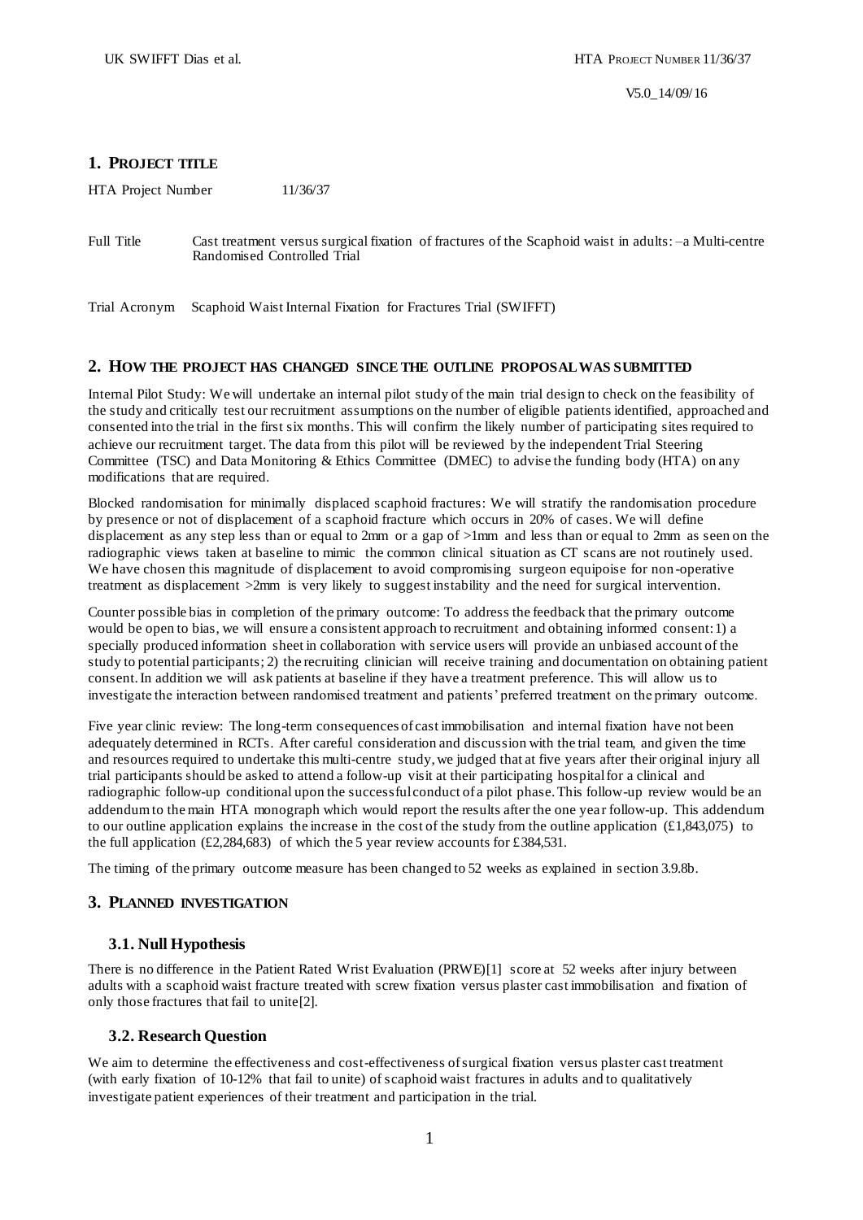## 1. Project Title

HTA Project Number 11/36/37

Full Title Cast treatment versus surgical fixation of fractures of the Scaphoid waist in adults: –a Multi-centre Randomised Controlled Trial

Trial Acronym Scaphoid Waist Internal Fixation for Fractures Trial (SWIFFT)

## 2. How the project has changed since the outline proposal was submitted

Internal Pilot Study: We will undertake an internal pilot study of the main trial design to check on the feasibility of the study and critically test our recruitment assumptions on the number of eligible patients identified, approached and consented into the trial in the first six months. This will confirm the likely number of participating sites required to achieve our recruitment target. The data from this pilot will be reviewed by the independent Trial Steering Committee (TSC) and Data Monitoring & Ethics Committee (DMEC) to advise the funding body (HTA) on any modifications that are required.

Blocked randomisation for minimally displaced scaphoid fractures: We will stratify the randomisation procedure by presence or not of displacement of a scaphoid fracture which occurs in 20% of cases. We will define displacement as any step less than or equal to 2mm or a gap of >1mm and less than or equal to 2mm as seen on the radiographic views taken at baseline to mimic the common clinical situation as CT scans are not routinely used. We have chosen this magnitude of displacement to avoid compromising surgeon equipoise for non-operative treatment as displacement >2mm is very likely to suggest instability and the need for surgical intervention.

Counter possible bias in completion of the primary outcome: To address the feedback that the primary outcome would be open to bias, we will ensure a consistent approach to recruitment and obtaining informed consent: 1) a specially produced information sheet in collaboration with service users will provide an unbiased account of the study to potential participants; 2) the recruiting clinician will receive training and documentation on obtaining patient consent. In addition we will ask patients at baseline if they have a treatment preference. This will allow us to investigate the interaction between randomised treatment and patients' preferred treatment on the primary outcome.

Five year clinic review: The long-term consequences of cast immobilisation and internal fixation have not been adequately determined in RCTs. After careful consideration and discussion with the trial team, and given the time and resources required to undertake this multi-centre study, we judged that at five years after their original injury all trial participants should be asked to attend a follow-up visit at their participating hospital for a clinical and radiographic follow-up conditional upon the successful conduct of a pilot phase. This follow-up review would be an addendum to the main HTA monograph which would report the results after the one year follow-up. This addendum to our outline application explains the increase in the cost of the study from the outline application (£1,843,075) to the full application (£2,284,683) of which the 5 year review accounts for £384,531.

The timing of the primary outcome measure has been changed to 52 weeks as explained in section 3.9.8b.

## 3. Planned Investigation

### 3.1. Null Hypothesis

There is no difference in the Patient Rated Wrist Evaluation (PRWE)[1] score at 52 weeks after injury between adults with a scaphoid waist fracture treated with screw fixation versus plaster cast immobilisation and fixation of only those fractures that fail to unite[2].

### 3.2. Research Question

We aim to determine the effectiveness and cost-effectiveness of surgical fixation versus plaster cast treatment (with early fixation of 10-12% that fail to unite) of scaphoid waist fractures in adults and to qualitatively investigate patient experiences of their treatment and participation in the trial.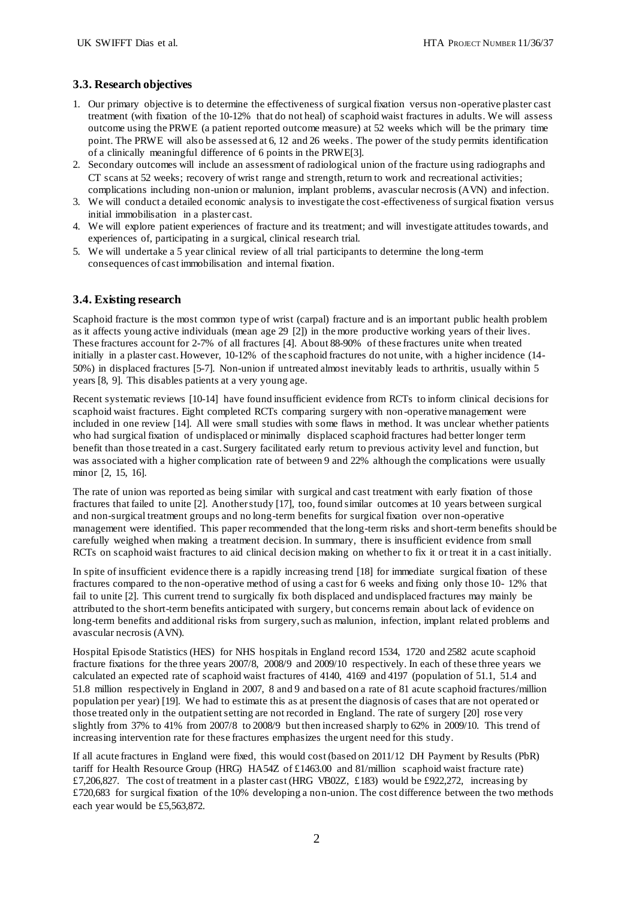### 3.3. Research objectives

1. Our primary objective is to determine the effectiveness of surgical fixation versus non-operative plaster cast treatment (with fixation of the 10-12% that do not heal) of scaphoid waist fractures in adults. We will assess outcome using the PRWE (a patient reported outcome measure) at 52 weeks which will be the primary time point. The PRWE will also be assessed at 6, 12 and 26 weeks. The power of the study permits identification of a clinically meaningful difference of 6 points in the PRWE[3].
2. Secondary outcomes will include an assessment of radiological union of the fracture using radiographs and CT scans at 52 weeks; recovery of wrist range and strength, return to work and recreational activities; complications including non-union or malunion, implant problems, avascular necrosis (AVN) and infection.
3. We will conduct a detailed economic analysis to investigate the cost-effectiveness of surgical fixation versus initial immobilisation in a plaster cast.
4. We will explore patient experiences of fracture and its treatment; and will investigate attitudes towards, and experiences of, participating in a surgical, clinical research trial.
5. We will undertake a 5 year clinical review of all trial participants to determine the long-term consequences of cast immobilisation and internal fixation.

### 3.4. Existing research

Scaphoid fracture is the most common type of wrist (carpal) fracture and is an important public health problem as it affects young active individuals (mean age 29 [2]) in the more productive working years of their lives. These fractures account for 2-7% of all fractures [4]. About 88-90% of these fractures unite when treated initially in a plaster cast. However, 10-12% of the scaphoid fractures do not unite, with a higher incidence (14-50%) in displaced fractures [5-7]. Non-union if untreated almost inevitably leads to arthritis, usually within 5 years [8, 9]. This disables patients at a very young age.

Recent systematic reviews [10-14] have found insufficient evidence from RCTs to inform clinical decisions for scaphoid waist fractures. Eight completed RCTs comparing surgery with non-operative management were included in one review [14]. All were small studies with some flaws in method. It was unclear whether patients who had surgical fixation of undisplaced or minimally displaced scaphoid fractures had better longer term benefit than those treated in a cast. Surgery facilitated early return to previous activity level and function, but was associated with a higher complication rate of between 9 and 22% although the complications were usually minor [2, 15, 16].

The rate of union was reported as being similar with surgical and cast treatment with early fixation of those fractures that failed to unite [2]. Another study [17], too, found similar outcomes at 10 years between surgical and non-surgical treatment groups and no long-term benefits for surgical fixation over non-operative management were identified. This paper recommended that the long-term risks and short-term benefits should be carefully weighed when making a treatment decision. In summary, there is insufficient evidence from small RCTs on scaphoid waist fractures to aid clinical decision making on whether to fix it or treat it in a cast initially.

In spite of insufficient evidence there is a rapidly increasing trend [18] for immediate surgical fixation of these fractures compared to the non-operative method of using a cast for 6 weeks and fixing only those 10- 12% that fail to unite [2]. This current trend to surgically fix both displaced and undisplaced fractures may mainly be attributed to the short-term benefits anticipated with surgery, but concerns remain about lack of evidence on long-term benefits and additional risks from surgery, such as malunion, infection, implant related problems and avascular necrosis (AVN).

Hospital Episode Statistics (HES) for NHS hospitals in England record 1534, 1720 and 2582 acute scaphoid fracture fixations for the three years 2007/8, 2008/9 and 2009/10 respectively. In each of these three years we calculated an expected rate of scaphoid waist fractures of 4140, 4169 and 4197 (population of 51.1, 51.4 and 51.8 million respectively in England in 2007, 8 and 9 and based on a rate of 81 acute scaphoid fractures/million population per year) [19]. We had to estimate this as at present the diagnosis of cases that are not operated or those treated only in the outpatient setting are not recorded in England. The rate of surgery [20] rose very slightly from 37% to 41% from 2007/8 to 2008/9 but then increased sharply to 62% in 2009/10. This trend of increasing intervention rate for these fractures emphasizes the urgent need for this study.

If all acute fractures in England were fixed, this would cost (based on 2011/12 DH Payment by Results (PbR) tariff for Health Resource Group (HRG) HA54Z of £1463.00 and 81/million scaphoid waist fracture rate) £7,206,827. The cost of treatment in a plaster cast (HRG VB02Z, £183) would be £922,272, increasing by £720,683 for surgical fixation of the 10% developing a non-union. The cost difference between the two methods each year would be £5,563,872.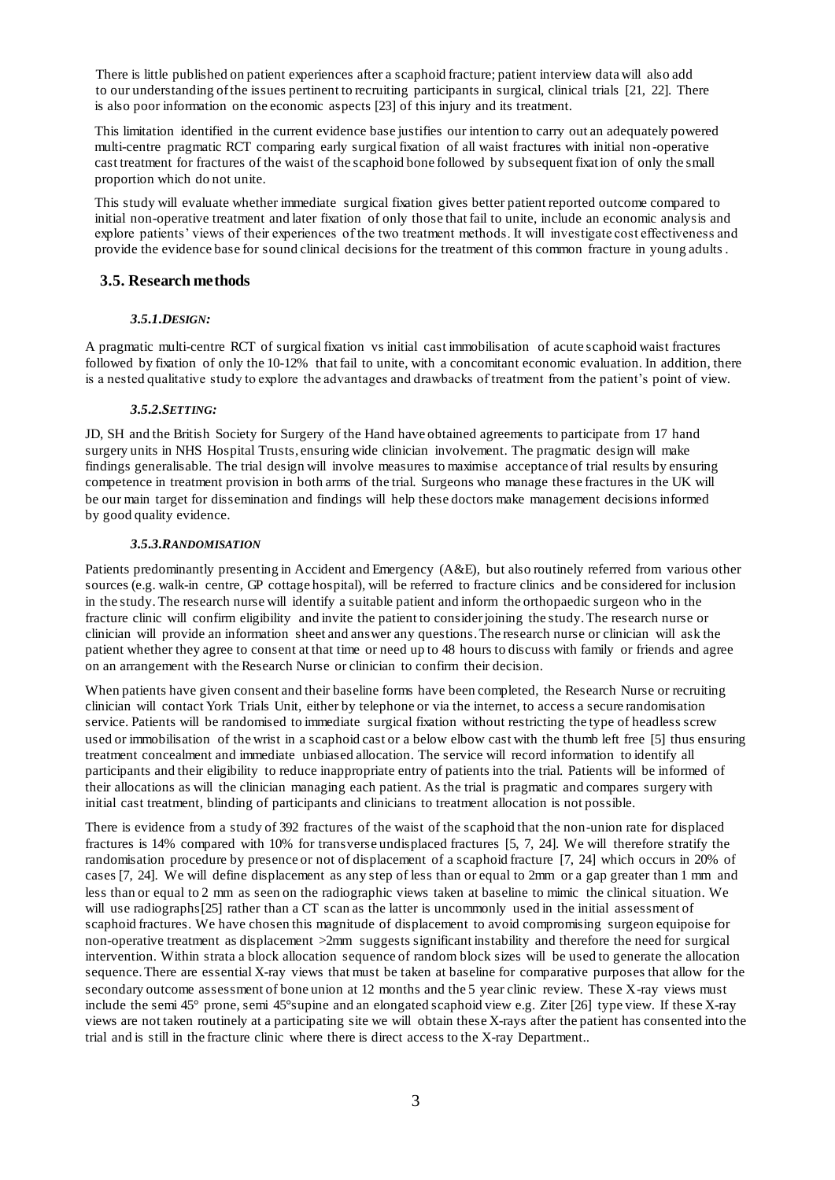There is little published on patient experiences after a scaphoid fracture; patient interview data will also add to our understanding of the issues pertinent to recruiting participants in surgical, clinical trials [21, 22]. There is also poor information on the economic aspects [23] of this injury and its treatment.

This limitation identified in the current evidence base justifies our intention to carry out an adequately powered multi-centre pragmatic RCT comparing early surgical fixation of all waist fractures with initial non-operative cast treatment for fractures of the waist of the scaphoid bone followed by subsequent fixation of only the small proportion which do not unite.

This study will evaluate whether immediate surgical fixation gives better patient reported outcome compared to initial non-operative treatment and later fixation of only those that fail to unite, include an economic analysis and explore patients' views of their experiences of the two treatment methods. It will investigate cost effectiveness and provide the evidence base for sound clinical decisions for the treatment of this common fracture in young adults.

## 3.5. Research methods

### *3.5.1.DESIGN:*

A pragmatic multi-centre RCT of surgical fixation vs initial cast immobilisation of acute scaphoid waist fractures followed by fixation of only the 10-12% that fail to unite, with a concomitant economic evaluation. In addition, there is a nested qualitative study to explore the advantages and drawbacks of treatment from the patient's point of view.

### *3.5.2.SETTING:*

JD, SH and the British Society for Surgery of the Hand have obtained agreements to participate from 17 hand surgery units in NHS Hospital Trusts, ensuring wide clinician involvement. The pragmatic design will make findings generalisable. The trial design will involve measures to maximise acceptance of trial results by ensuring competence in treatment provision in both arms of the trial. Surgeons who manage these fractures in the UK will be our main target for dissemination and findings will help these doctors make management decisions informed by good quality evidence.

### *3.5.3.RANDOMISATION*

Patients predominantly presenting in Accident and Emergency (A&E), but also routinely referred from various other sources (e.g. walk-in centre, GP cottage hospital), will be referred to fracture clinics and be considered for inclusion in the study. The research nurse will identify a suitable patient and inform the orthopaedic surgeon who in the fracture clinic will confirm eligibility and invite the patient to consider joining the study. The research nurse or clinician will provide an information sheet and answer any questions. The research nurse or clinician will ask the patient whether they agree to consent at that time or need up to 48 hours to discuss with family or friends and agree on an arrangement with the Research Nurse or clinician to confirm their decision.

When patients have given consent and their baseline forms have been completed, the Research Nurse or recruiting clinician will contact York Trials Unit, either by telephone or via the internet, to access a secure randomisation service. Patients will be randomised to immediate surgical fixation without restricting the type of headless screw used or immobilisation of the wrist in a scaphoid cast or a below elbow cast with the thumb left free [5] thus ensuring treatment concealment and immediate unbiased allocation. The service will record information to identify all participants and their eligibility to reduce inappropriate entry of patients into the trial. Patients will be informed of their allocations as will the clinician managing each patient. As the trial is pragmatic and compares surgery with initial cast treatment, blinding of participants and clinicians to treatment allocation is not possible.

There is evidence from a study of 392 fractures of the waist of the scaphoid that the non-union rate for displaced fractures is 14% compared with 10% for transverse undisplaced fractures [5, 7, 24]. We will therefore stratify the randomisation procedure by presence or not of displacement of a scaphoid fracture [7, 24] which occurs in 20% of cases [7, 24]. We will define displacement as any step of less than or equal to 2mm or a gap greater than 1 mm and less than or equal to 2 mm as seen on the radiographic views taken at baseline to mimic the clinical situation. We will use radiographs[25] rather than a CT scan as the latter is uncommonly used in the initial assessment of scaphoid fractures. We have chosen this magnitude of displacement to avoid compromising surgeon equipoise for non-operative treatment as displacement >2mm suggests significant instability and therefore the need for surgical intervention. Within strata a block allocation sequence of random block sizes will be used to generate the allocation sequence. There are essential X-ray views that must be taken at baseline for comparative purposes that allow for the secondary outcome assessment of bone union at 12 months and the 5 year clinic review. These X-ray views must include the semi 45° prone, semi 45°supine and an elongated scaphoid view e.g. Ziter [26] type view. If these X-ray views are not taken routinely at a participating site we will obtain these X-rays after the patient has consented into the trial and is still in the fracture clinic where there is direct access to the X-ray Department..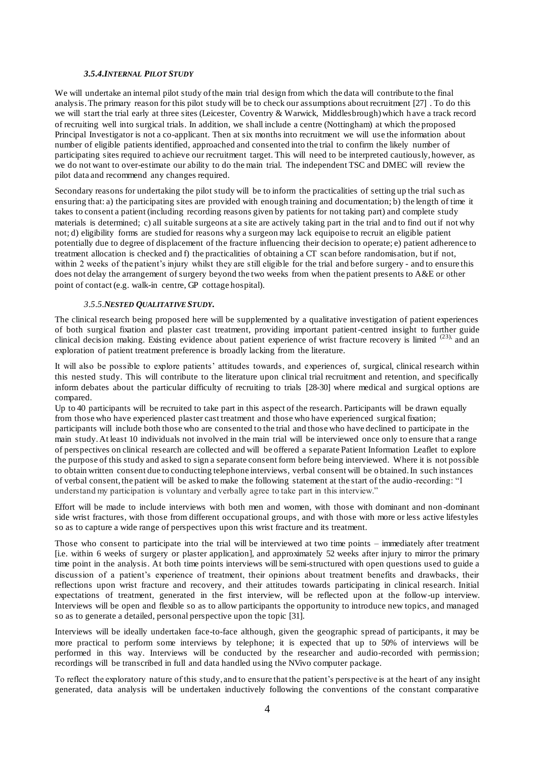### *3.5.4. INTERNAL PILOT STUDY*

We will undertake an internal pilot study of the main trial design from which the data will contribute to the final analysis. The primary reason for this pilot study will be to check our assumptions about recruitment [27] . To do this we will start the trial early at three sites (Leicester, Coventry & Warwick, Middlesbrough) which have a track record of recruiting well into surgical trials. In addition, we shall include a centre (Nottingham) at which the proposed Principal Investigator is not a co-applicant. Then at six months into recruitment we will use the information about number of eligible patients identified, approached and consented into the trial to confirm the likely number of participating sites required to achieve our recruitment target. This will need to be interpreted cautiously, however, as we do not want to over-estimate our ability to do the main trial. The independent TSC and DMEC will review the pilot data and recommend any changes required.

Secondary reasons for undertaking the pilot study will be to inform the practicalities of setting up the trial such as ensuring that: a) the participating sites are provided with enough training and documentation; b) the length of time it takes to consent a patient (including recording reasons given by patients for not taking part) and complete study materials is determined; c) all suitable surgeons at a site are actively taking part in the trial and to find out if not why not; d) eligibility forms are studied for reasons why a surgeon may lack equipoise to recruit an eligible patient potentially due to degree of displacement of the fracture influencing their decision to operate; e) patient adherence to treatment allocation is checked and f) the practicalities of obtaining a CT scan before randomisation, but if not, within 2 weeks of the patient's injury whilst they are still eligible for the trial and before surgery - and to ensure this does not delay the arrangement of surgery beyond the two weeks from when the patient presents to A&E or other point of contact (e.g. walk-in centre, GP cottage hospital).

### *3.5.5. NESTED QUALITATIVE STUDY.*

The clinical research being proposed here will be supplemented by a qualitative investigation of patient experiences of both surgical fixation and plaster cast treatment, providing important patient-centred insight to further guide clinical decision making. Existing evidence about patient experience of wrist fracture recovery is limited (23), and an exploration of patient treatment preference is broadly lacking from the literature.

It will also be possible to explore patients' attitudes towards, and experiences of, surgical, clinical research within this nested study. This will contribute to the literature upon clinical trial recruitment and retention, and specifically inform debates about the particular difficulty of recruiting to trials [28-30] where medical and surgical options are compared.

Up to 40 participants will be recruited to take part in this aspect of the research. Participants will be drawn equally from those who have experienced plaster cast treatment and those who have experienced surgical fixation; participants will include both those who are consented to the trial and those who have declined to participate in the main study. At least 10 individuals not involved in the main trial will be interviewed once only to ensure that a range of perspectives on clinical research are collected and will be offered a separate Patient Information Leaflet to explore the purpose of this study and asked to sign a separate consent form before being interviewed. Where it is not possible to obtain written consent due to conducting telephone interviews, verbal consent will be obtained. In such instances of verbal consent, the patient will be asked to make the following statement at the start of the audio-recording: "I understand my participation is voluntary and verbally agree to take part in this interview."

Effort will be made to include interviews with both men and women, with those with dominant and non-dominant side wrist fractures, with those from different occupational groups, and with those with more or less active lifestyles so as to capture a wide range of perspectives upon this wrist fracture and its treatment.

Those who consent to participate into the trial will be interviewed at two time points – immediately after treatment [i.e. within 6 weeks of surgery or plaster application], and approximately 52 weeks after injury to mirror the primary time point in the analysis. At both time points interviews will be semi-structured with open questions used to guide a discussion of a patient's experience of treatment, their opinions about treatment benefits and drawbacks, their reflections upon wrist fracture and recovery, and their attitudes towards participating in clinical research. Initial expectations of treatment, generated in the first interview, will be reflected upon at the follow-up interview. Interviews will be open and flexible so as to allow participants the opportunity to introduce new topics, and managed so as to generate a detailed, personal perspective upon the topic [31].

Interviews will be ideally undertaken face-to-face although, given the geographic spread of participants, it may be more practical to perform some interviews by telephone; it is expected that up to 50% of interviews will be performed in this way. Interviews will be conducted by the researcher and audio-recorded with permission; recordings will be transcribed in full and data handled using the NVivo computer package.

To reflect the exploratory nature of this study, and to ensure that the patient's perspective is at the heart of any insight generated, data analysis will be undertaken inductively following the conventions of the constant comparative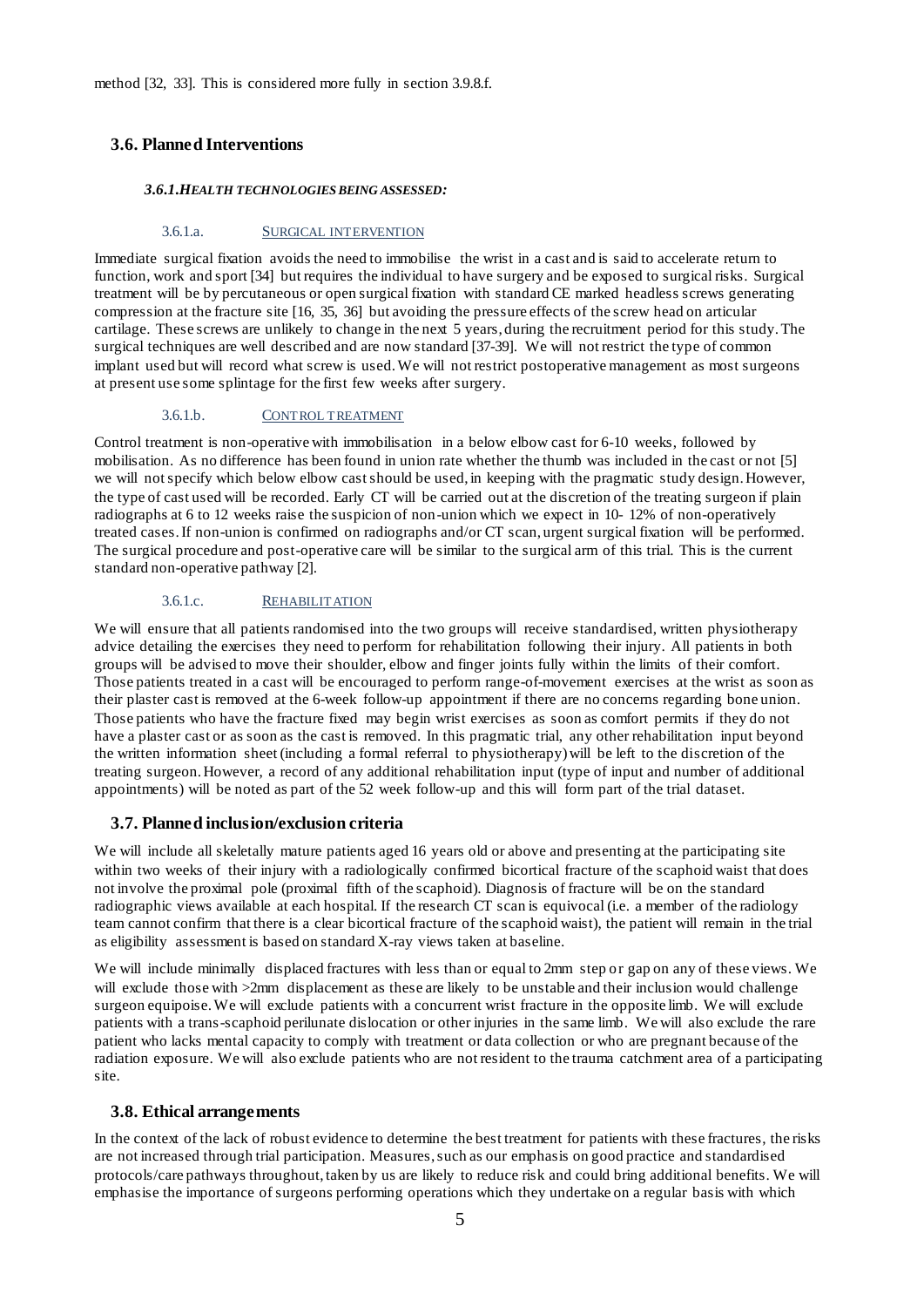method [32, 33]. This is considered more fully in section 3.9.8.f.

## 3.6. Planned Interventions

#### *3.6.1.HEALTH TECHNOLOGIES BEING ASSESSED:*

##### 3.6.1.a. SURGICAL INTERVENTION

Immediate surgical fixation avoids the need to immobilise the wrist in a cast and is said to accelerate return to function, work and sport [34] but requires the individual to have surgery and be exposed to surgical risks. Surgical treatment will be by percutaneous or open surgical fixation with standard CE marked headless screws generating compression at the fracture site [16, 35, 36] but avoiding the pressure effects of the screw head on articular cartilage. These screws are unlikely to change in the next 5 years, during the recruitment period for this study. The surgical techniques are well described and are now standard [37-39]. We will not restrict the type of common implant used but will record what screw is used. We will not restrict postoperative management as most surgeons at present use some splintage for the first few weeks after surgery.

##### 3.6.1.b. CONTROL TREATMENT

Control treatment is non-operative with immobilisation in a below elbow cast for 6-10 weeks, followed by mobilisation. As no difference has been found in union rate whether the thumb was included in the cast or not [5] we will not specify which below elbow cast should be used, in keeping with the pragmatic study design. However, the type of cast used will be recorded. Early CT will be carried out at the discretion of the treating surgeon if plain radiographs at 6 to 12 weeks raise the suspicion of non-union which we expect in 10- 12% of non-operatively treated cases. If non-union is confirmed on radiographs and/or CT scan, urgent surgical fixation will be performed. The surgical procedure and post-operative care will be similar to the surgical arm of this trial. This is the current standard non-operative pathway [2].

##### 3.6.1.c. REHABILITATION

We will ensure that all patients randomised into the two groups will receive standardised, written physiotherapy advice detailing the exercises they need to perform for rehabilitation following their injury. All patients in both groups will be advised to move their shoulder, elbow and finger joints fully within the limits of their comfort. Those patients treated in a cast will be encouraged to perform range-of-movement exercises at the wrist as soon as their plaster cast is removed at the 6-week follow-up appointment if there are no concerns regarding bone union. Those patients who have the fracture fixed may begin wrist exercises as soon as comfort permits if they do not have a plaster cast or as soon as the cast is removed. In this pragmatic trial, any other rehabilitation input beyond the written information sheet (including a formal referral to physiotherapy) will be left to the discretion of the treating surgeon. However, a record of any additional rehabilitation input (type of input and number of additional appointments) will be noted as part of the 52 week follow-up and this will form part of the trial dataset.

## 3.7. Planned inclusion/exclusion criteria

We will include all skeletally mature patients aged 16 years old or above and presenting at the participating site within two weeks of their injury with a radiologically confirmed bicortical fracture of the scaphoid waist that does not involve the proximal pole (proximal fifth of the scaphoid). Diagnosis of fracture will be on the standard radiographic views available at each hospital. If the research CT scan is equivocal (i.e. a member of the radiology team cannot confirm that there is a clear bicortical fracture of the scaphoid waist), the patient will remain in the trial as eligibility assessment is based on standard X-ray views taken at baseline.

We will include minimally displaced fractures with less than or equal to 2mm step or gap on any of these views. We will exclude those with >2mm displacement as these are likely to be unstable and their inclusion would challenge surgeon equipoise. We will exclude patients with a concurrent wrist fracture in the opposite limb. We will exclude patients with a trans-scaphoid perilunate dislocation or other injuries in the same limb. We will also exclude the rare patient who lacks mental capacity to comply with treatment or data collection or who are pregnant because of the radiation exposure. We will also exclude patients who are not resident to the trauma catchment area of a participating site.

## 3.8. Ethical arrangements

In the context of the lack of robust evidence to determine the best treatment for patients with these fractures, the risks are not increased through trial participation. Measures, such as our emphasis on good practice and standardised protocols/care pathways throughout, taken by us are likely to reduce risk and could bring additional benefits. We will emphasise the importance of surgeons performing operations which they undertake on a regular basis with which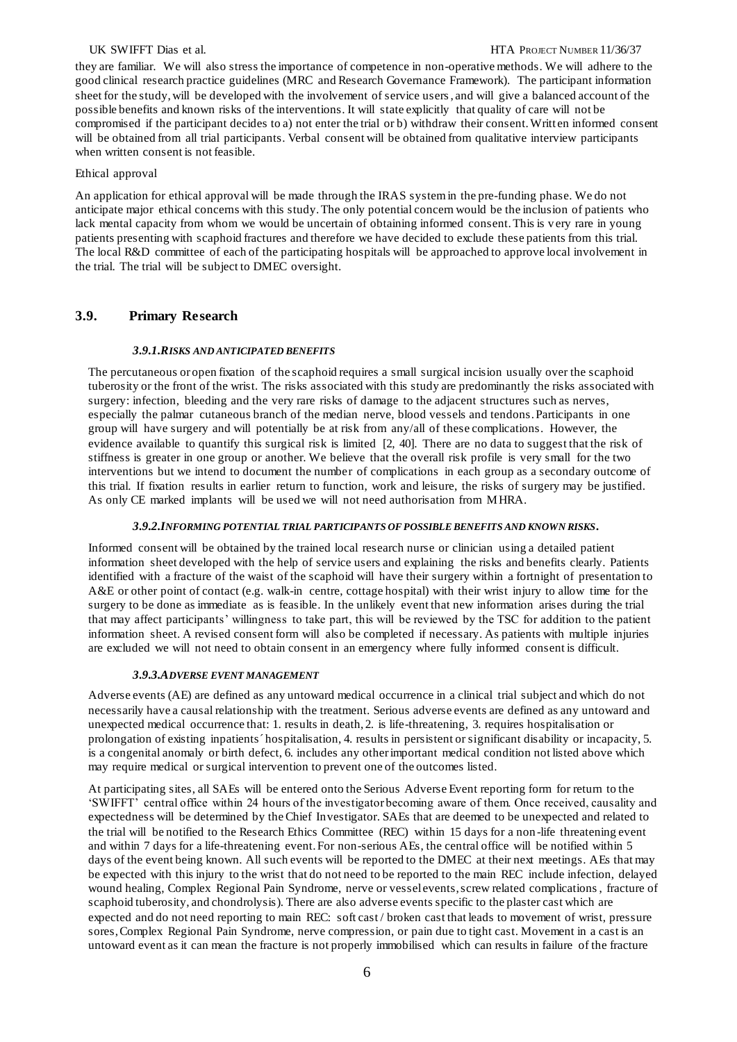they are familiar. We will also stress the importance of competence in non-operative methods. We will adhere to the good clinical research practice guidelines (MRC and Research Governance Framework). The participant information sheet for the study, will be developed with the involvement of service users, and will give a balanced account of the possible benefits and known risks of the interventions. It will state explicitly that quality of care will not be compromised if the participant decides to a) not enter the trial or b) withdraw their consent. Written informed consent will be obtained from all trial participants. Verbal consent will be obtained from qualitative interview participants when written consent is not feasible.

Ethical approval

An application for ethical approval will be made through the IRAS system in the pre-funding phase. We do not anticipate major ethical concerns with this study. The only potential concern would be the inclusion of patients who lack mental capacity from whom we would be uncertain of obtaining informed consent. This is very rare in young patients presenting with scaphoid fractures and therefore we have decided to exclude these patients from this trial. The local R&D committee of each of the participating hospitals will be approached to approve local involvement in the trial. The trial will be subject to DMEC oversight.

## 3.9. Primary Research

#### *3.9.1. RISKS AND ANTICIPATED BENEFITS*

The percutaneous or open fixation of the scaphoid requires a small surgical incision usually over the scaphoid tuberosity or the front of the wrist. The risks associated with this study are predominantly the risks associated with surgery: infection, bleeding and the very rare risks of damage to the adjacent structures such as nerves, especially the palmar cutaneous branch of the median nerve, blood vessels and tendons. Participants in one group will have surgery and will potentially be at risk from any/all of these complications. However, the evidence available to quantify this surgical risk is limited [2, 40]. There are no data to suggest that the risk of stiffness is greater in one group or another. We believe that the overall risk profile is very small for the two interventions but we intend to document the number of complications in each group as a secondary outcome of this trial. If fixation results in earlier return to function, work and leisure, the risks of surgery may be justified. As only CE marked implants will be used we will not need authorisation from MHRA.

#### *3.9.2. INFORMING POTENTIAL TRIAL PARTICIPANTS OF POSSIBLE BENEFITS AND KNOWN RISKS.*

Informed consent will be obtained by the trained local research nurse or clinician using a detailed patient information sheet developed with the help of service users and explaining the risks and benefits clearly. Patients identified with a fracture of the waist of the scaphoid will have their surgery within a fortnight of presentation to A&E or other point of contact (e.g. walk-in centre, cottage hospital) with their wrist injury to allow time for the surgery to be done as immediate as is feasible. In the unlikely event that new information arises during the trial that may affect participants' willingness to take part, this will be reviewed by the TSC for addition to the patient information sheet. A revised consent form will also be completed if necessary. As patients with multiple injuries are excluded we will not need to obtain consent in an emergency where fully informed consent is difficult.

#### *3.9.3. ADVERSE EVENT MANAGEMENT*

Adverse events (AE) are defined as any untoward medical occurrence in a clinical trial subject and which do not necessarily have a causal relationship with the treatment. Serious adverse events are defined as any untoward and unexpected medical occurrence that: 1. results in death, 2. is life-threatening, 3. requires hospitalisation or prolongation of existing inpatients´ hospitalisation, 4. results in persistent or significant disability or incapacity, 5. is a congenital anomaly or birth defect, 6. includes any other important medical condition not listed above which may require medical or surgical intervention to prevent one of the outcomes listed.

At participating sites, all SAEs will be entered onto the Serious Adverse Event reporting form for return to the 'SWIFFT' central office within 24 hours of the investigator becoming aware of them. Once received, causality and expectedness will be determined by the Chief Investigator. SAEs that are deemed to be unexpected and related to the trial will be notified to the Research Ethics Committee (REC) within 15 days for a non-life threatening event and within 7 days for a life-threatening event. For non-serious AEs, the central office will be notified within 5 days of the event being known. All such events will be reported to the DMEC at their next meetings. AEs that may be expected with this injury to the wrist that do not need to be reported to the main REC include infection, delayed wound healing, Complex Regional Pain Syndrome, nerve or vessel events, screw related complications, fracture of scaphoid tuberosity, and chondrolysis). There are also adverse events specific to the plaster cast which are expected and do not need reporting to main REC: soft cast / broken cast that leads to movement of wrist, pressure sores, Complex Regional Pain Syndrome, nerve compression, or pain due to tight cast. Movement in a cast is an untoward event as it can mean the fracture is not properly immobilised which can results in failure of the fracture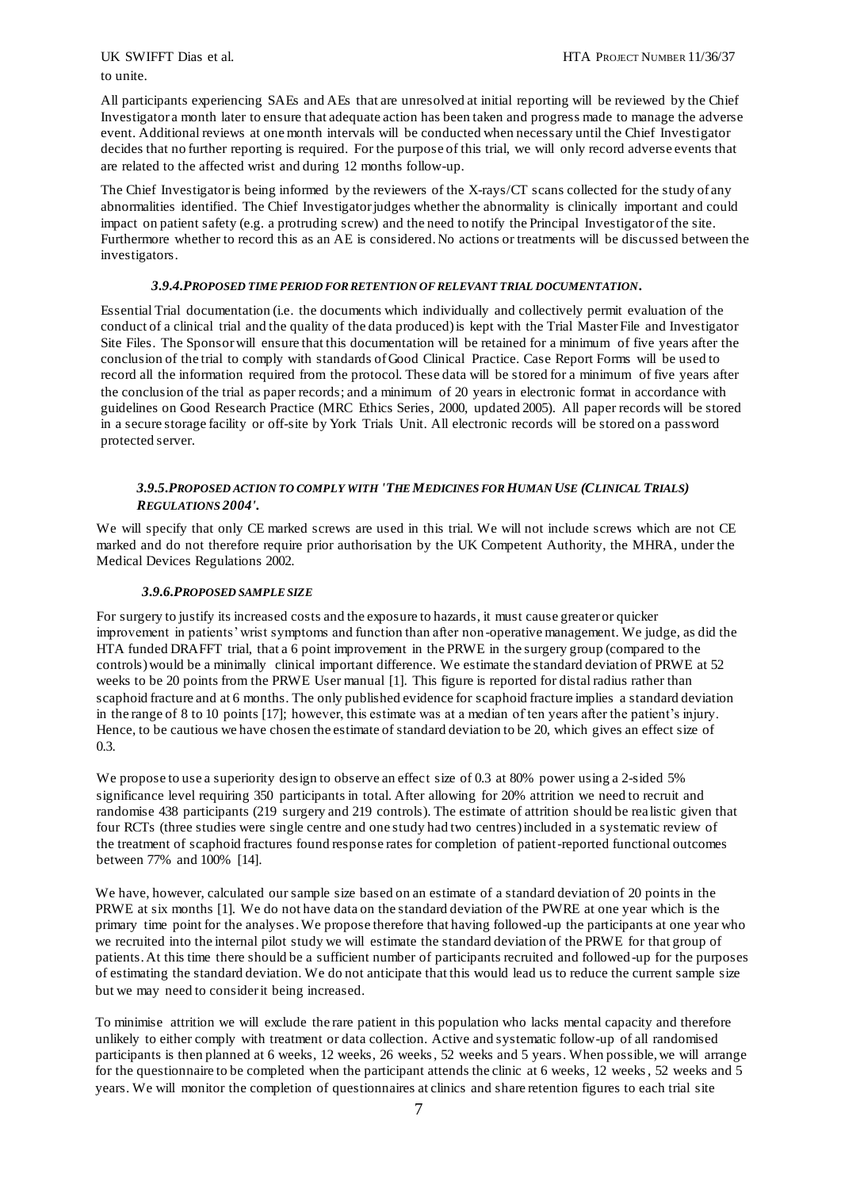to unite.

All participants experiencing SAEs and AEs that are unresolved at initial reporting will be reviewed by the Chief Investigator a month later to ensure that adequate action has been taken and progress made to manage the adverse event. Additional reviews at one month intervals will be conducted when necessary until the Chief Investigator decides that no further reporting is required. For the purpose of this trial, we will only record adverse events that are related to the affected wrist and during 12 months follow-up.

The Chief Investigator is being informed by the reviewers of the X-rays/CT scans collected for the study of any abnormalities identified. The Chief Investigator judges whether the abnormality is clinically important and could impact on patient safety (e.g. a protruding screw) and the need to notify the Principal Investigator of the site. Furthermore whether to record this as an AE is considered. No actions or treatments will be discussed between the investigators.

#### *3.9.4. PROPOSED TIME PERIOD FOR RETENTION OF RELEVANT TRIAL DOCUMENTATION.*

Essential Trial documentation (i.e. the documents which individually and collectively permit evaluation of the conduct of a clinical trial and the quality of the data produced) is kept with the Trial Master File and Investigator Site Files. The Sponsor will ensure that this documentation will be retained for a minimum of five years after the conclusion of the trial to comply with standards of Good Clinical Practice. Case Report Forms will be used to record all the information required from the protocol. These data will be stored for a minimum of five years after the conclusion of the trial as paper records; and a minimum of 20 years in electronic format in accordance with guidelines on Good Research Practice (MRC Ethics Series, 2000, updated 2005). All paper records will be stored in a secure storage facility or off-site by York Trials Unit. All electronic records will be stored on a password protected server.

#### *3.9.5. PROPOSED ACTION TO COMPLY WITH 'THE MEDICINES FOR HUMAN USE (CLINICAL TRIALS) REGULATIONS 2004'.*

We will specify that only CE marked screws are used in this trial. We will not include screws which are not CE marked and do not therefore require prior authorisation by the UK Competent Authority, the MHRA, under the Medical Devices Regulations 2002.

#### *3.9.6. PROPOSED SAMPLE SIZE*

For surgery to justify its increased costs and the exposure to hazards, it must cause greater or quicker improvement in patients' wrist symptoms and function than after non-operative management. We judge, as did the HTA funded DRAFFT trial, that a 6 point improvement in the PRWE in the surgery group (compared to the controls) would be a minimally clinical important difference. We estimate the standard deviation of PRWE at 52 weeks to be 20 points from the PRWE User manual [1]. This figure is reported for distal radius rather than scaphoid fracture and at 6 months. The only published evidence for scaphoid fracture implies a standard deviation in the range of 8 to 10 points [17]; however, this estimate was at a median of ten years after the patient's injury. Hence, to be cautious we have chosen the estimate of standard deviation to be 20, which gives an effect size of 0.3.

We propose to use a superiority design to observe an effect size of 0.3 at 80% power using a 2-sided 5% significance level requiring 350 participants in total. After allowing for 20% attrition we need to recruit and randomise 438 participants (219 surgery and 219 controls). The estimate of attrition should be realistic given that four RCTs (three studies were single centre and one study had two centres) included in a systematic review of the treatment of scaphoid fractures found response rates for completion of patient-reported functional outcomes between 77% and 100% [14].

We have, however, calculated our sample size based on an estimate of a standard deviation of 20 points in the PRWE at six months [1]. We do not have data on the standard deviation of the PWRE at one year which is the primary time point for the analyses. We propose therefore that having followed-up the participants at one year who we recruited into the internal pilot study we will estimate the standard deviation of the PRWE for that group of patients. At this time there should be a sufficient number of participants recruited and followed-up for the purposes of estimating the standard deviation. We do not anticipate that this would lead us to reduce the current sample size but we may need to consider it being increased.

To minimise attrition we will exclude the rare patient in this population who lacks mental capacity and therefore unlikely to either comply with treatment or data collection. Active and systematic follow-up of all randomised participants is then planned at 6 weeks, 12 weeks, 26 weeks, 52 weeks and 5 years. When possible, we will arrange for the questionnaire to be completed when the participant attends the clinic at 6 weeks, 12 weeks, 52 weeks and 5 years. We will monitor the completion of questionnaires at clinics and share retention figures to each trial site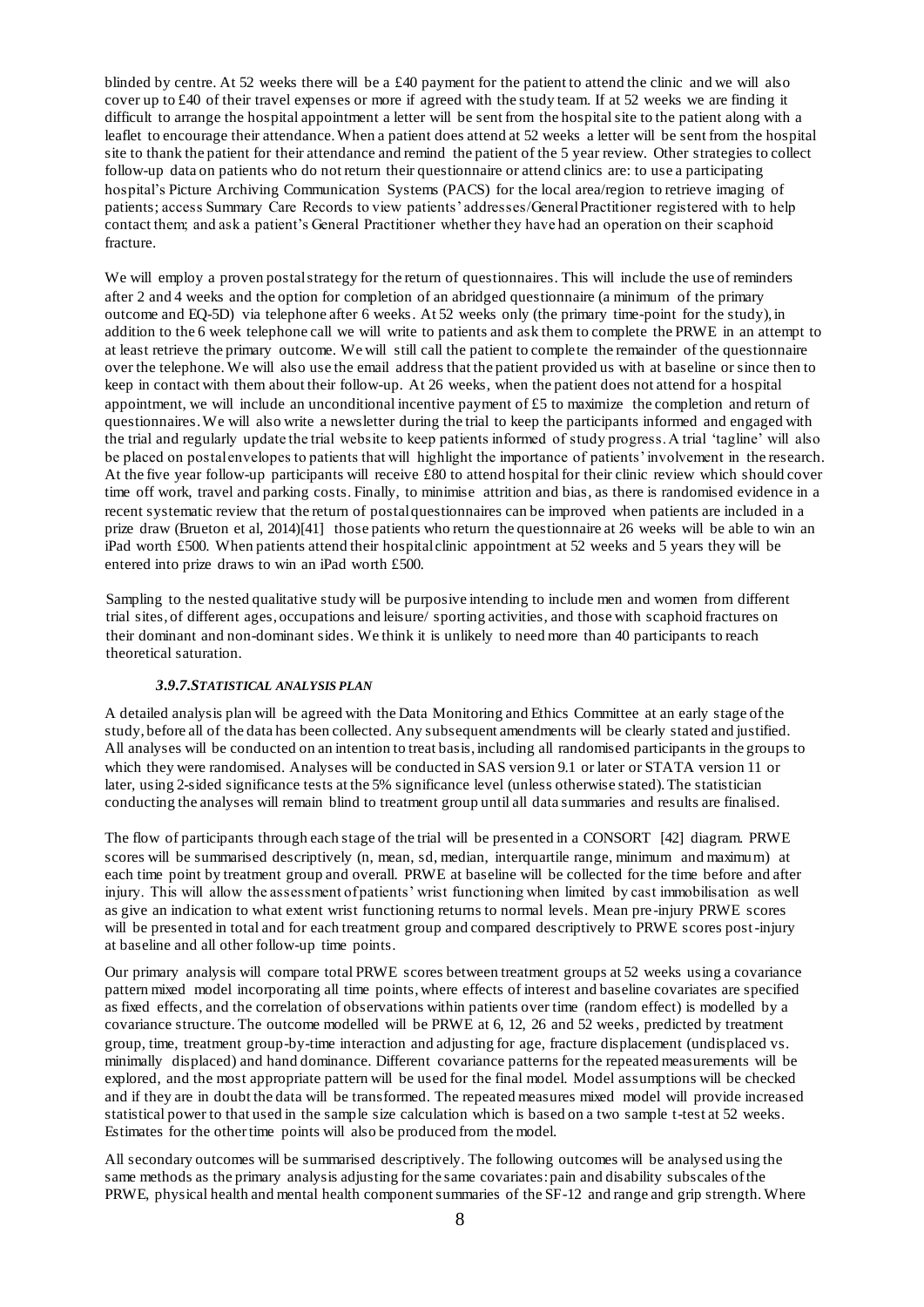blinded by centre. At 52 weeks there will be a £40 payment for the patient to attend the clinic and we will also cover up to £40 of their travel expenses or more if agreed with the study team. If at 52 weeks we are finding it difficult to arrange the hospital appointment a letter will be sent from the hospital site to the patient along with a leaflet to encourage their attendance. When a patient does attend at 52 weeks a letter will be sent from the hospital site to thank the patient for their attendance and remind the patient of the 5 year review. Other strategies to collect follow-up data on patients who do not return their questionnaire or attend clinics are: to use a participating hospital's Picture Archiving Communication Systems (PACS) for the local area/region to retrieve imaging of patients; access Summary Care Records to view patients' addresses/General Practitioner registered with to help contact them; and ask a patient's General Practitioner whether they have had an operation on their scaphoid fracture.

We will employ a proven postal strategy for the return of questionnaires. This will include the use of reminders after 2 and 4 weeks and the option for completion of an abridged questionnaire (a minimum of the primary outcome and EQ-5D) via telephone after 6 weeks. At 52 weeks only (the primary time-point for the study), in addition to the 6 week telephone call we will write to patients and ask them to complete the PRWE in an attempt to at least retrieve the primary outcome. We will still call the patient to complete the remainder of the questionnaire over the telephone. We will also use the email address that the patient provided us with at baseline or since then to keep in contact with them about their follow-up. At 26 weeks, when the patient does not attend for a hospital appointment, we will include an unconditional incentive payment of £5 to maximize the completion and return of questionnaires. We will also write a newsletter during the trial to keep the participants informed and engaged with the trial and regularly update the trial website to keep patients informed of study progress. A trial 'tagline' will also be placed on postal envelopes to patients that will highlight the importance of patients' involvement in the research. At the five year follow-up participants will receive £80 to attend hospital for their clinic review which should cover time off work, travel and parking costs. Finally, to minimise attrition and bias, as there is randomised evidence in a recent systematic review that the return of postal questionnaires can be improved when patients are included in a prize draw (Brueton et al, 2014)[41] those patients who return the questionnaire at 26 weeks will be able to win an iPad worth £500. When patients attend their hospital clinic appointment at 52 weeks and 5 years they will be entered into prize draws to win an iPad worth £500.

Sampling to the nested qualitative study will be purposive intending to include men and women from different trial sites, of different ages, occupations and leisure/ sporting activities, and those with scaphoid fractures on their dominant and non-dominant sides. We think it is unlikely to need more than 40 participants to reach theoretical saturation.

#### *3.9.7.STATISTICAL ANALYSIS PLAN*

A detailed analysis plan will be agreed with the Data Monitoring and Ethics Committee at an early stage of the study, before all of the data has been collected. Any subsequent amendments will be clearly stated and justified. All analyses will be conducted on an intention to treat basis, including all randomised participants in the groups to which they were randomised. Analyses will be conducted in SAS version 9.1 or later or STATA version 11 or later, using 2-sided significance tests at the 5% significance level (unless otherwise stated). The statistician conducting the analyses will remain blind to treatment group until all data summaries and results are finalised.

The flow of participants through each stage of the trial will be presented in a CONSORT [42] diagram. PRWE scores will be summarised descriptively (n, mean, sd, median, interquartile range, minimum and maximum) at each time point by treatment group and overall. PRWE at baseline will be collected for the time before and after injury. This will allow the assessment of patients' wrist functioning when limited by cast immobilisation as well as give an indication to what extent wrist functioning returns to normal levels. Mean pre-injury PRWE scores will be presented in total and for each treatment group and compared descriptively to PRWE scores post-injury at baseline and all other follow-up time points.

Our primary analysis will compare total PRWE scores between treatment groups at 52 weeks using a covariance pattern mixed model incorporating all time points, where effects of interest and baseline covariates are specified as fixed effects, and the correlation of observations within patients over time (random effect) is modelled by a covariance structure. The outcome modelled will be PRWE at 6, 12, 26 and 52 weeks, predicted by treatment group, time, treatment group-by-time interaction and adjusting for age, fracture displacement (undisplaced vs. minimally displaced) and hand dominance. Different covariance patterns for the repeated measurements will be explored, and the most appropriate pattern will be used for the final model. Model assumptions will be checked and if they are in doubt the data will be transformed. The repeated measures mixed model will provide increased statistical power to that used in the sample size calculation which is based on a two sample t-test at 52 weeks. Estimates for the other time points will also be produced from the model.

All secondary outcomes will be summarised descriptively. The following outcomes will be analysed using the same methods as the primary analysis adjusting for the same covariates: pain and disability subscales of the PRWE, physical health and mental health component summaries of the SF-12 and range and grip strength. Where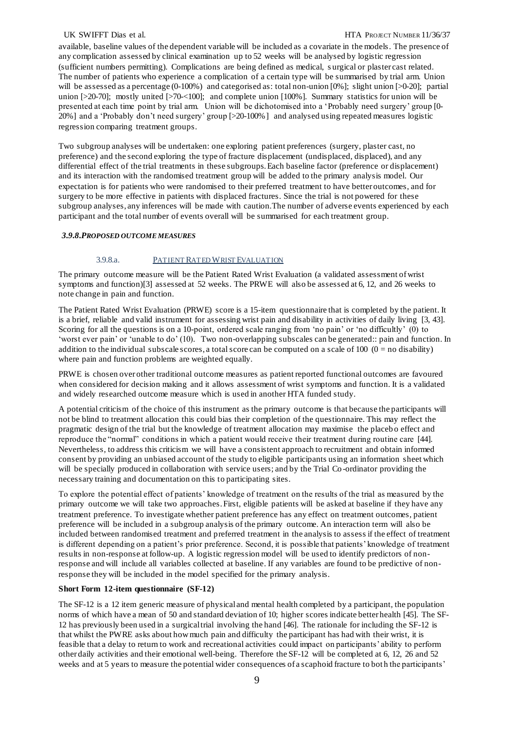available, baseline values of the dependent variable will be included as a covariate in the models. The presence of any complication assessed by clinical examination up to 52 weeks will be analysed by logistic regression (sufficient numbers permitting). Complications are being defined as medical, surgical or plaster cast related. The number of patients who experience a complication of a certain type will be summarised by trial arm. Union will be assessed as a percentage (0-100%) and categorised as: total non-union [0%]; slight union [>0-20]; partial union [>20-70]; mostly united [>70-<100]; and complete union [100%]. Summary statistics for union will be presented at each time point by trial arm. Union will be dichotomised into a 'Probably need surgery' group [0-20%] and a 'Probably don't need surgery' group [>20-100%] and analysed using repeated measures logistic regression comparing treatment groups.

Two subgroup analyses will be undertaken: one exploring patient preferences (surgery, plaster cast, no preference) and the second exploring the type of fracture displacement (undisplaced, displaced), and any differential effect of the trial treatments in these subgroups. Each baseline factor (preference or displacement) and its interaction with the randomised treatment group will be added to the primary analysis model. Our expectation is for patients who were randomised to their preferred treatment to have better outcomes, and for surgery to be more effective in patients with displaced fractures. Since the trial is not powered for these subgroup analyses, any inferences will be made with caution.The number of adverse events experienced by each participant and the total number of events overall will be summarised for each treatment group.

### *3.9.8.PROPOSED OUTCOME MEASURES*

#### 3.9.8.a. PATIENT RATED WRIST EVALUATION

The primary outcome measure will be the Patient Rated Wrist Evaluation (a validated assessment of wrist symptoms and function)[3] assessed at 52 weeks. The PRWE will also be assessed at 6, 12, and 26 weeks to note change in pain and function.

The Patient Rated Wrist Evaluation (PRWE) score is a 15-item questionnaire that is completed by the patient. It is a brief, reliable and valid instrument for assessing wrist pain and disability in activities of daily living [3, 43]. Scoring for all the questions is on a 10-point, ordered scale ranging from 'no pain' or 'no difficultly' (0) to 'worst ever pain' or 'unable to do' (10). Two non-overlapping subscales can be generated:: pain and function. In addition to the individual subscale scores, a total score can be computed on a scale of 100 (0 = no disability) where pain and function problems are weighted equally.

PRWE is chosen over other traditional outcome measures as patient reported functional outcomes are favoured when considered for decision making and it allows assessment of wrist symptoms and function. It is a validated and widely researched outcome measure which is used in another HTA funded study.

A potential criticism of the choice of this instrument as the primary outcome is that because the participants will not be blind to treatment allocation this could bias their completion of the questionnaire. This may reflect the pragmatic design of the trial but the knowledge of treatment allocation may maximise the placebo effect and reproduce the "normal" conditions in which a patient would receive their treatment during routine care [44]. Nevertheless, to address this criticism we will have a consistent approach to recruitment and obtain informed consent by providing an unbiased account of the study to eligible participants using an information sheet which will be specially produced in collaboration with service users; and by the Trial Co-ordinator providing the necessary training and documentation on this to participating sites.

To explore the potential effect of patients' knowledge of treatment on the results of the trial as measured by the primary outcome we will take two approaches. First, eligible patients will be asked at baseline if they have any treatment preference. To investigate whether patient preference has any effect on treatment outcomes, patient preference will be included in a subgroup analysis of the primary outcome. An interaction term will also be included between randomised treatment and preferred treatment in the analysis to assess if the effect of treatment is different depending on a patient's prior preference. Second, it is possible that patients' knowledge of treatment results in non-response at follow-up. A logistic regression model will be used to identify predictors of non-response and will include all variables collected at baseline. If any variables are found to be predictive of non-response they will be included in the model specified for the primary analysis.

**Short Form 12-item questionnaire (SF-12)**

The SF-12 is a 12 item generic measure of physical and mental health completed by a participant, the population norms of which have a mean of 50 and standard deviation of 10; higher scores indicate better health [45]. The SF-12 has previously been used in a surgical trial involving the hand [46]. The rationale for including the SF-12 is that whilst the PWRE asks about how much pain and difficulty the participant has had with their wrist, it is feasible that a delay to return to work and recreational activities could impact on participants' ability to perform other daily activities and their emotional well-being. Therefore the SF-12 will be completed at 6, 12, 26 and 52 weeks and at 5 years to measure the potential wider consequences of a scaphoid fracture to both the participants'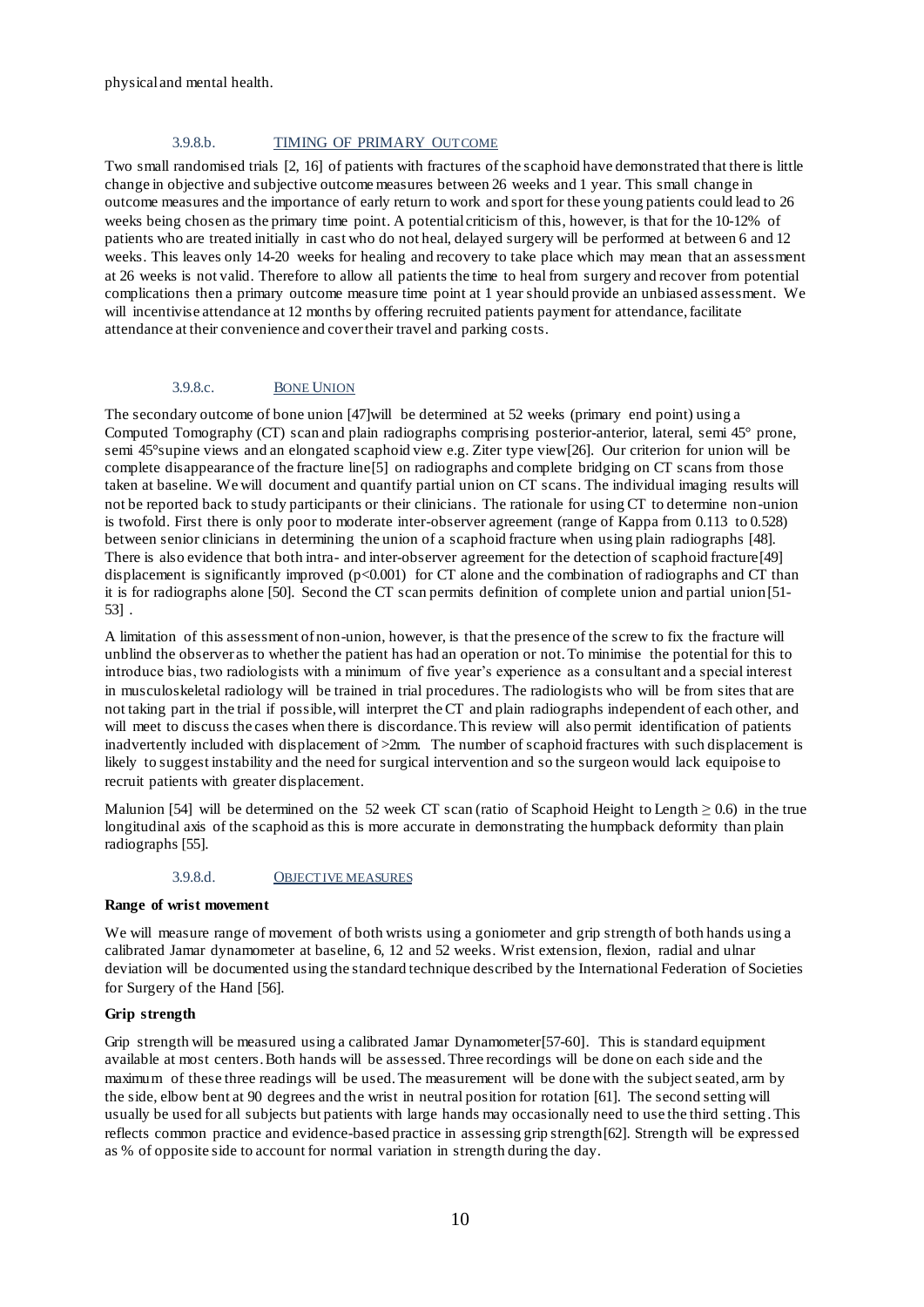physical and mental health.

#### 3.9.8.b. TIMING OF PRIMARY OUTCOME

Two small randomised trials [2, 16] of patients with fractures of the scaphoid have demonstrated that there is little change in objective and subjective outcome measures between 26 weeks and 1 year. This small change in outcome measures and the importance of early return to work and sport for these young patients could lead to 26 weeks being chosen as the primary time point. A potential criticism of this, however, is that for the 10-12% of patients who are treated initially in cast who do not heal, delayed surgery will be performed at between 6 and 12 weeks. This leaves only 14-20 weeks for healing and recovery to take place which may mean that an assessment at 26 weeks is not valid. Therefore to allow all patients the time to heal from surgery and recover from potential complications then a primary outcome measure time point at 1 year should provide an unbiased assessment. We will incentivise attendance at 12 months by offering recruited patients payment for attendance, facilitate attendance at their convenience and cover their travel and parking costs.

#### 3.9.8.c. BONE UNION

The secondary outcome of bone union [47]will be determined at 52 weeks (primary end point) using a Computed Tomography (CT) scan and plain radiographs comprising posterior-anterior, lateral, semi 45° prone, semi 45°supine views and an elongated scaphoid view e.g. Ziter type view[26]. Our criterion for union will be complete disappearance of the fracture line[5] on radiographs and complete bridging on CT scans from those taken at baseline. We will document and quantify partial union on CT scans. The individual imaging results will not be reported back to study participants or their clinicians. The rationale for using CT to determine non-union is twofold. First there is only poor to moderate inter-observer agreement (range of Kappa from 0.113 to 0.528) between senior clinicians in determining the union of a scaphoid fracture when using plain radiographs [48]. There is also evidence that both intra- and inter-observer agreement for the detection of scaphoid fracture[49] displacement is significantly improved ($p<0.001$) for CT alone and the combination of radiographs and CT than it is for radiographs alone [50]. Second the CT scan permits definition of complete union and partial union[51-53] .

A limitation of this assessment of non-union, however, is that the presence of the screw to fix the fracture will unblind the observer as to whether the patient has had an operation or not. To minimise the potential for this to introduce bias, two radiologists with a minimum of five year's experience as a consultant and a special interest in musculoskeletal radiology will be trained in trial procedures. The radiologists who will be from sites that are not taking part in the trial if possible, will interpret the CT and plain radiographs independent of each other, and will meet to discuss the cases when there is discordance. This review will also permit identification of patients inadvertently included with displacement of >2mm. The number of scaphoid fractures with such displacement is likely to suggest instability and the need for surgical intervention and so the surgeon would lack equipoise to recruit patients with greater displacement.

Malunion [54] will be determined on the 52 week CT scan (ratio of Scaphoid Height to Length $\geq 0.6$) in the true longitudinal axis of the scaphoid as this is more accurate in demonstrating the humpback deformity than plain radiographs [55].

#### 3.9.8.d. OBJECTIVE MEASURES

**Range of wrist movement**

We will measure range of movement of both wrists using a goniometer and grip strength of both hands using a calibrated Jamar dynamometer at baseline, 6, 12 and 52 weeks. Wrist extension, flexion, radial and ulnar deviation will be documented using the standard technique described by the International Federation of Societies for Surgery of the Hand [56].

**Grip strength**

Grip strength will be measured using a calibrated Jamar Dynamometer[57-60]. This is standard equipment available at most centers. Both hands will be assessed. Three recordings will be done on each side and the maximum of these three readings will be used. The measurement will be done with the subject seated, arm by the side, elbow bent at 90 degrees and the wrist in neutral position for rotation [61]. The second setting will usually be used for all subjects but patients with large hands may occasionally need to use the third setting. This reflects common practice and evidence-based practice in assessing grip strength[62]. Strength will be expressed as % of opposite side to account for normal variation in strength during the day.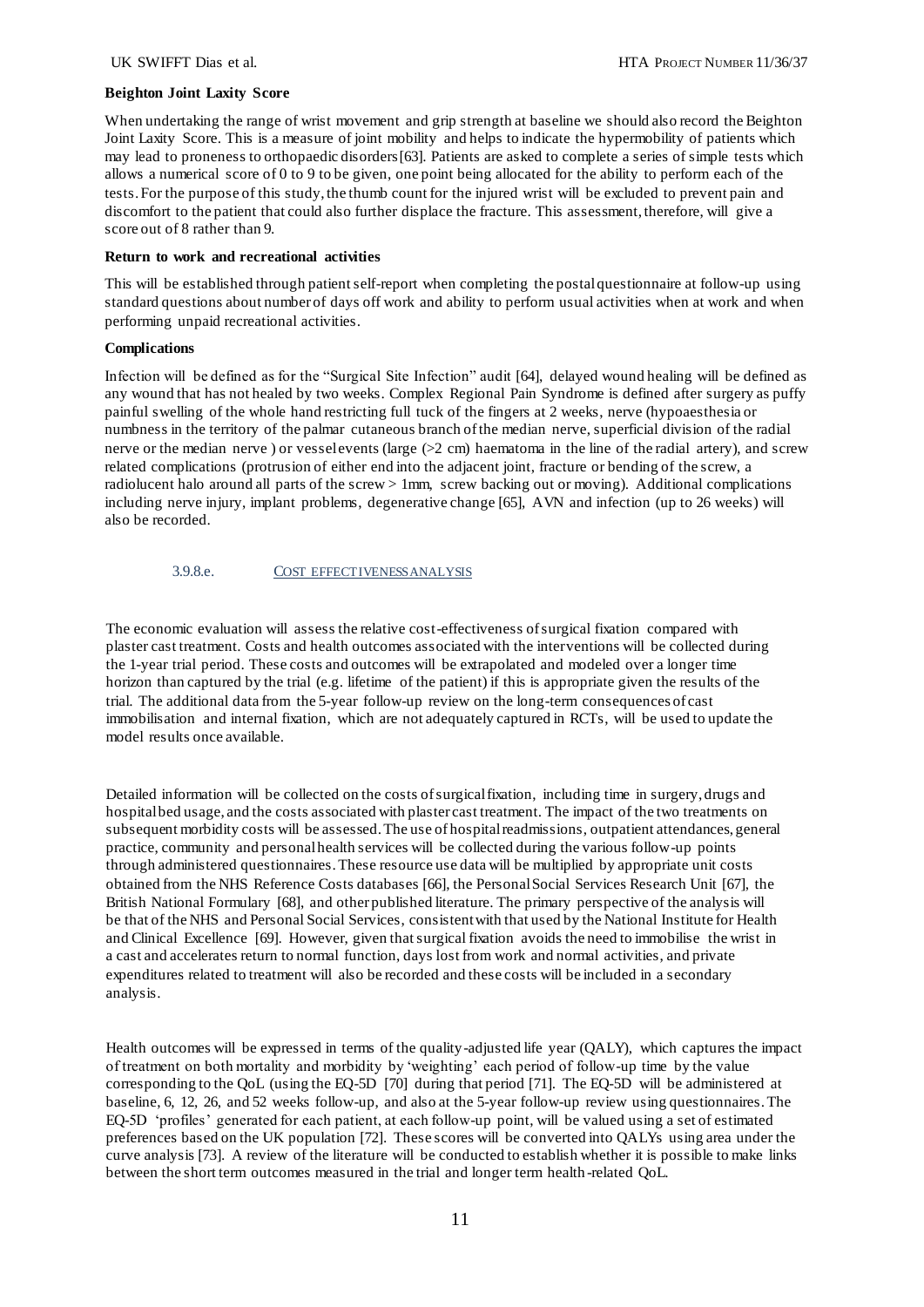**Beighton Joint Laxity Score**

When undertaking the range of wrist movement and grip strength at baseline we should also record the Beighton Joint Laxity Score. This is a measure of joint mobility and helps to indicate the hypermobility of patients which may lead to proneness to orthopaedic disorders[63]. Patients are asked to complete a series of simple tests which allows a numerical score of 0 to 9 to be given, one point being allocated for the ability to perform each of the tests. For the purpose of this study, the thumb count for the injured wrist will be excluded to prevent pain and discomfort to the patient that could also further displace the fracture. This assessment, therefore, will give a score out of 8 rather than 9.

**Return to work and recreational activities**

This will be established through patient self-report when completing the postal questionnaire at follow-up using standard questions about number of days off work and ability to perform usual activities when at work and when performing unpaid recreational activities.

**Complications**

Infection will be defined as for the "Surgical Site Infection" audit [64], delayed wound healing will be defined as any wound that has not healed by two weeks. Complex Regional Pain Syndrome is defined after surgery as puffy painful swelling of the whole hand restricting full tuck of the fingers at 2 weeks, nerve (hypoaesthesia or numbness in the territory of the palmar cutaneous branch of the median nerve, superficial division of the radial nerve or the median nerve ) or vessel events (large (>2 cm) haematoma in the line of the radial artery), and screw related complications (protrusion of either end into the adjacent joint, fracture or bending of the screw, a radiolucent halo around all parts of the screw > 1mm, screw backing out or moving). Additional complications including nerve injury, implant problems, degenerative change [65], AVN and infection (up to 26 weeks) will also be recorded.

#### 3.9.8.e. COST EFFECTIVENESS ANALYSIS

The economic evaluation will assess the relative cost-effectiveness of surgical fixation compared with plaster cast treatment. Costs and health outcomes associated with the interventions will be collected during the 1-year trial period. These costs and outcomes will be extrapolated and modeled over a longer time horizon than captured by the trial (e.g. lifetime of the patient) if this is appropriate given the results of the trial. The additional data from the 5-year follow-up review on the long-term consequences of cast immobilisation and internal fixation, which are not adequately captured in RCTs, will be used to update the model results once available.

Detailed information will be collected on the costs of surgical fixation, including time in surgery, drugs and hospital bed usage, and the costs associated with plaster cast treatment. The impact of the two treatments on subsequent morbidity costs will be assessed. The use of hospital readmissions, outpatient attendances, general practice, community and personal health services will be collected during the various follow-up points through administered questionnaires. These resource use data will be multiplied by appropriate unit costs obtained from the NHS Reference Costs databases [66], the Personal Social Services Research Unit [67], the British National Formulary [68], and other published literature. The primary perspective of the analysis will be that of the NHS and Personal Social Services, consistent with that used by the National Institute for Health and Clinical Excellence [69]. However, given that surgical fixation avoids the need to immobilise the wrist in a cast and accelerates return to normal function, days lost from work and normal activities, and private expenditures related to treatment will also be recorded and these costs will be included in a secondary analysis.

Health outcomes will be expressed in terms of the quality-adjusted life year (QALY), which captures the impact of treatment on both mortality and morbidity by 'weighting' each period of follow-up time by the value corresponding to the QoL (using the EQ-5D [70] during that period [71]. The EQ-5D will be administered at baseline, 6, 12, 26, and 52 weeks follow-up, and also at the 5-year follow-up review using questionnaires. The EQ-5D 'profiles' generated for each patient, at each follow-up point, will be valued using a set of estimated preferences based on the UK population [72]. These scores will be converted into QALYs using area under the curve analysis [73]. A review of the literature will be conducted to establish whether it is possible to make links between the short term outcomes measured in the trial and longer term health-related QoL.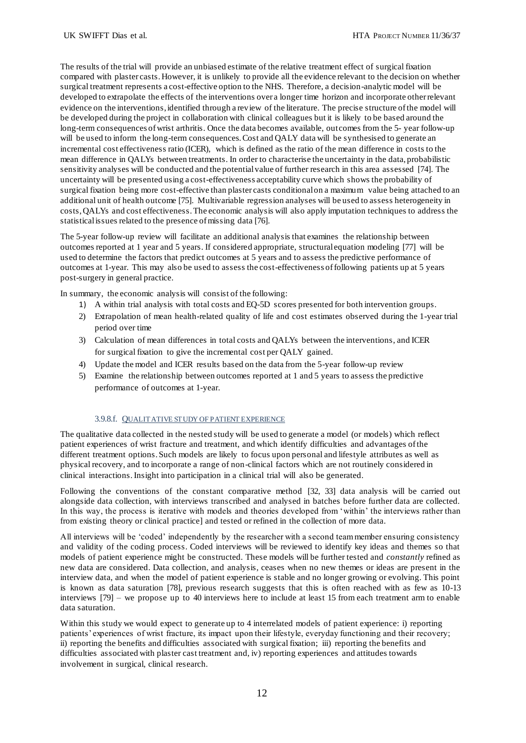The results of the trial will provide an unbiased estimate of the relative treatment effect of surgical fixation compared with plaster casts. However, it is unlikely to provide all the evidence relevant to the decision on whether surgical treatment represents a cost-effective option to the NHS. Therefore, a decision-analytic model will be developed to extrapolate the effects of the interventions over a longer time horizon and incorporate other relevant evidence on the interventions, identified through a review of the literature. The precise structure of the model will be developed during the project in collaboration with clinical colleagues but it is likely to be based around the long-term consequences of wrist arthritis. Once the data becomes available, outcomes from the 5- year follow-up will be used to inform the long-term consequences. Cost and QALY data will be synthesised to generate an incremental cost effectiveness ratio (ICER), which is defined as the ratio of the mean difference in costs to the mean difference in QALYs between treatments. In order to characterise the uncertainty in the data, probabilistic sensitivity analyses will be conducted and the potential value of further research in this area assessed [74]. The uncertainty will be presented using a cost-effectiveness acceptability curve which shows the probability of surgical fixation being more cost-effective than plaster casts conditional on a maximum value being attached to an additional unit of health outcome [75]. Multivariable regression analyses will be used to assess heterogeneity in costs, QALYs and cost effectiveness. The economic analysis will also apply imputation techniques to address the statistical issues related to the presence of missing data [76].

The 5-year follow-up review will facilitate an additional analysis that examines the relationship between outcomes reported at 1 year and 5 years. If considered appropriate, structural equation modeling [77] will be used to determine the factors that predict outcomes at 5 years and to assess the predictive performance of outcomes at 1-year. This may also be used to assess the cost-effectiveness of following patients up at 5 years post-surgery in general practice.

In summary, the economic analysis will consist of the following:

1) A within trial analysis with total costs and EQ-5D scores presented for both intervention groups.
2) Extrapolation of mean health-related quality of life and cost estimates observed during the 1-year trial period over time
3) Calculation of mean differences in total costs and QALYs between the interventions, and ICER for surgical fixation to give the incremental cost per QALY gained.
4) Update the model and ICER results based on the data from the 5-year follow-up review
5) Examine the relationship between outcomes reported at 1 and 5 years to assess the predictive performance of outcomes at 1-year.

#### 3.9.8.f. Qualitative study of patient experience

The qualitative data collected in the nested study will be used to generate a model (or models) which reflect patient experiences of wrist fracture and treatment, and which identify difficulties and advantages of the different treatment options. Such models are likely to focus upon personal and lifestyle attributes as well as physical recovery, and to incorporate a range of non-clinical factors which are not routinely considered in clinical interactions. Insight into participation in a clinical trial will also be generated.

Following the conventions of the constant comparative method [32, 33] data analysis will be carried out alongside data collection, with interviews transcribed and analysed in batches before further data are collected. In this way, the process is iterative with models and theories developed from 'within' the interviews rather than from existing theory or clinical practice] and tested or refined in the collection of more data.

All interviews will be 'coded' independently by the researcher with a second team member ensuring consistency and validity of the coding process. Coded interviews will be reviewed to identify key ideas and themes so that models of patient experience might be constructed. These models will be further tested and *constantly* refined as new data are considered. Data collection, and analysis, ceases when no new themes or ideas are present in the interview data, and when the model of patient experience is stable and no longer growing or evolving. This point is known as data saturation [78], previous research suggests that this is often reached with as few as 10-13 interviews [79] – we propose up to 40 interviews here to include at least 15 from each treatment arm to enable data saturation.

Within this study we would expect to generate up to 4 interrelated models of patient experience: i) reporting patients' experiences of wrist fracture, its impact upon their lifestyle, everyday functioning and their recovery; ii) reporting the benefits and difficulties associated with surgical fixation; iii) reporting the benefits and difficulties associated with plaster cast treatment and, iv) reporting experiences and attitudes towards involvement in surgical, clinical research.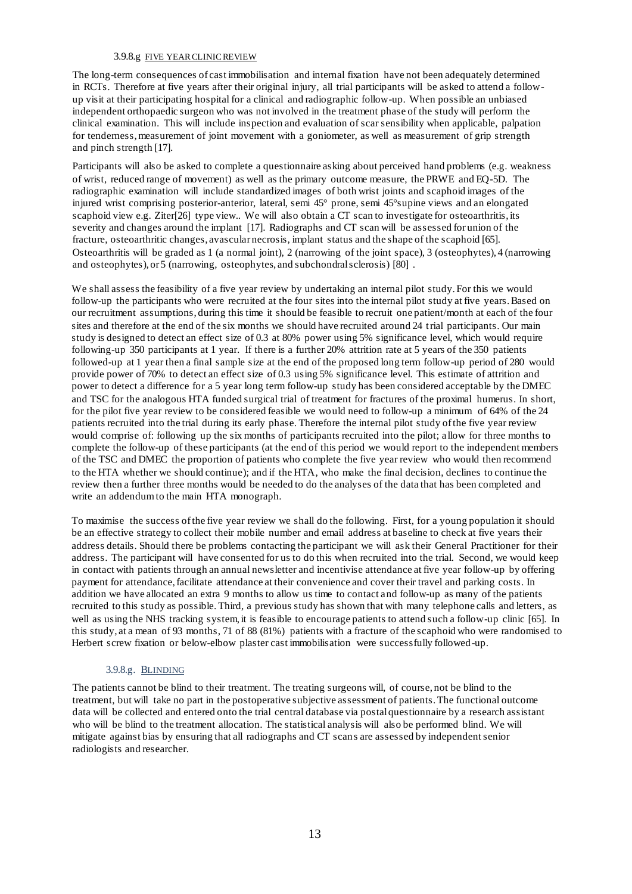#### 3.9.8.g FIVE YEAR CLINIC REVIEW

The long-term consequences of cast immobilisation and internal fixation have not been adequately determined in RCTs. Therefore at five years after their original injury, all trial participants will be asked to attend a follow-up visit at their participating hospital for a clinical and radiographic follow-up. When possible an unbiased independent orthopaedic surgeon who was not involved in the treatment phase of the study will perform the clinical examination. This will include inspection and evaluation of scar sensibility when applicable, palpation for tenderness, measurement of joint movement with a goniometer, as well as measurement of grip strength and pinch strength [17].

Participants will also be asked to complete a questionnaire asking about perceived hand problems (e.g. weakness of wrist, reduced range of movement) as well as the primary outcome measure, the PRWE and EQ-5D. The radiographic examination will include standardized images of both wrist joints and scaphoid images of the injured wrist comprising posterior-anterior, lateral, semi 45° prone, semi 45°supine views and an elongated scaphoid view e.g. Ziter[26] type view.. We will also obtain a CT scan to investigate for osteoarthritis, its severity and changes around the implant [17]. Radiographs and CT scan will be assessed for union of the fracture, osteoarthritic changes, avascular necrosis, implant status and the shape of the scaphoid [65]. Osteoarthritis will be graded as 1 (a normal joint), 2 (narrowing of the joint space), 3 (osteophytes), 4 (narrowing and osteophytes), or 5 (narrowing, osteophytes, and subchondral sclerosis) [80] .

We shall assess the feasibility of a five year review by undertaking an internal pilot study. For this we would follow-up the participants who were recruited at the four sites into the internal pilot study at five years. Based on our recruitment assumptions, during this time it should be feasible to recruit one patient/month at each of the four sites and therefore at the end of the six months we should have recruited around 24 trial participants. Our main study is designed to detect an effect size of 0.3 at 80% power using 5% significance level, which would require following-up 350 participants at 1 year. If there is a further 20% attrition rate at 5 years of the 350 patients followed-up at 1 year then a final sample size at the end of the proposed long term follow-up period of 280 would provide power of 70% to detect an effect size of 0.3 using 5% significance level. This estimate of attrition and power to detect a difference for a 5 year long term follow-up study has been considered acceptable by the DMEC and TSC for the analogous HTA funded surgical trial of treatment for fractures of the proximal humerus. In short, for the pilot five year review to be considered feasible we would need to follow-up a minimum of 64% of the 24 patients recruited into the trial during its early phase. Therefore the internal pilot study of the five year review would comprise of: following up the six months of participants recruited into the pilot; allow for three months to complete the follow-up of these participants (at the end of this period we would report to the independent members of the TSC and DMEC the proportion of patients who complete the five year review who would then recommend to the HTA whether we should continue); and if the HTA, who make the final decision, declines to continue the review then a further three months would be needed to do the analyses of the data that has been completed and write an addendum to the main HTA monograph.

To maximise the success of the five year review we shall do the following. First, for a young population it should be an effective strategy to collect their mobile number and email address at baseline to check at five years their address details. Should there be problems contacting the participant we will ask their General Practitioner for their address. The participant will have consented for us to do this when recruited into the trial. Second, we would keep in contact with patients through an annual newsletter and incentivise attendance at five year follow-up by offering payment for attendance, facilitate attendance at their convenience and cover their travel and parking costs. In addition we have allocated an extra 9 months to allow us time to contact and follow-up as many of the patients recruited to this study as possible. Third, a previous study has shown that with many telephone calls and letters, as well as using the NHS tracking system, it is feasible to encourage patients to attend such a follow-up clinic [65]. In this study, at a mean of 93 months, 71 of 88 (81%) patients with a fracture of the scaphoid who were randomised to Herbert screw fixation or below-elbow plaster cast immobilisation were successfully followed-up.

#### 3.9.8.g. BLINDING

The patients cannot be blind to their treatment. The treating surgeons will, of course, not be blind to the treatment, but will take no part in the postoperative subjective assessment of patients. The functional outcome data will be collected and entered onto the trial central database via postal questionnaire by a research assistant who will be blind to the treatment allocation. The statistical analysis will also be performed blind. We will mitigate against bias by ensuring that all radiographs and CT scans are assessed by independent senior radiologists and researcher.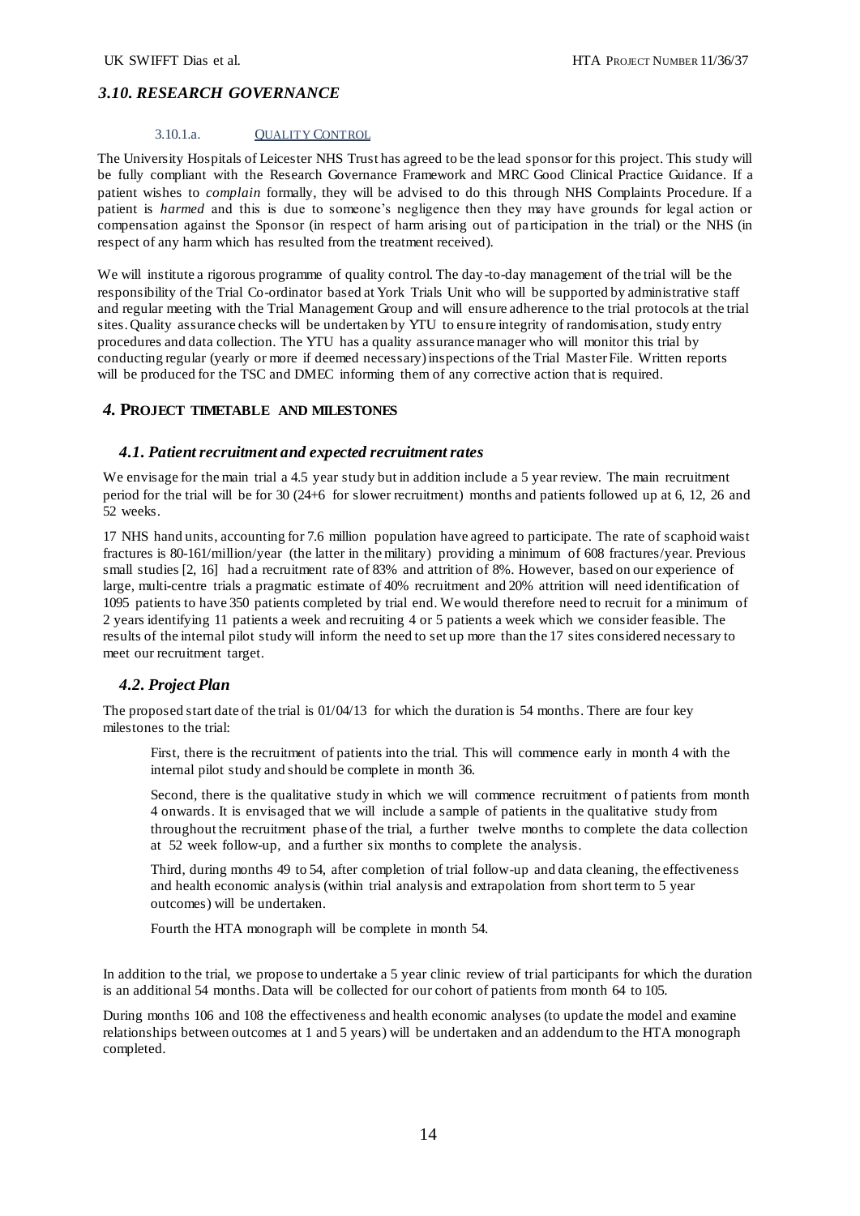### *3.10. RESEARCH GOVERNANCE*

#### 3.10.1.a. QUALITY CONTROL

The University Hospitals of Leicester NHS Trust has agreed to be the lead sponsor for this project. This study will be fully compliant with the Research Governance Framework and MRC Good Clinical Practice Guidance. If a patient wishes to *complain* formally, they will be advised to do this through NHS Complaints Procedure. If a patient is *harmed* and this is due to someone's negligence then they may have grounds for legal action or compensation against the Sponsor (in respect of harm arising out of participation in the trial) or the NHS (in respect of any harm which has resulted from the treatment received).

We will institute a rigorous programme of quality control. The day-to-day management of the trial will be the responsibility of the Trial Co-ordinator based at York Trials Unit who will be supported by administrative staff and regular meeting with the Trial Management Group and will ensure adherence to the trial protocols at the trial sites. Quality assurance checks will be undertaken by YTU to ensure integrity of randomisation, study entry procedures and data collection. The YTU has a quality assurance manager who will monitor this trial by conducting regular (yearly or more if deemed necessary) inspections of the Trial Master File. Written reports will be produced for the TSC and DMEC informing them of any corrective action that is required.

## *4.* PROJECT TIMETABLE AND MILESTONES

### *4.1. Patient recruitment and expected recruitment rates*

We envisage for the main trial a 4.5 year study but in addition include a 5 year review. The main recruitment period for the trial will be for 30 (24+6 for slower recruitment) months and patients followed up at 6, 12, 26 and 52 weeks.

17 NHS hand units, accounting for 7.6 million population have agreed to participate. The rate of scaphoid waist fractures is 80-161/million/year (the latter in the military) providing a minimum of 608 fractures/year. Previous small studies [2, 16] had a recruitment rate of 83% and attrition of 8%. However, based on our experience of large, multi-centre trials a pragmatic estimate of 40% recruitment and 20% attrition will need identification of 1095 patients to have 350 patients completed by trial end. We would therefore need to recruit for a minimum of 2 years identifying 11 patients a week and recruiting 4 or 5 patients a week which we consider feasible. The results of the internal pilot study will inform the need to set up more than the 17 sites considered necessary to meet our recruitment target.

### *4.2. Project Plan*

The proposed start date of the trial is 01/04/13 for which the duration is 54 months. There are four key milestones to the trial:

First, there is the recruitment of patients into the trial. This will commence early in month 4 with the internal pilot study and should be complete in month 36.

Second, there is the qualitative study in which we will commence recruitment of patients from month 4 onwards. It is envisaged that we will include a sample of patients in the qualitative study from throughout the recruitment phase of the trial, a further twelve months to complete the data collection at 52 week follow-up, and a further six months to complete the analysis.

Third, during months 49 to 54, after completion of trial follow-up and data cleaning, the effectiveness and health economic analysis (within trial analysis and extrapolation from short term to 5 year outcomes) will be undertaken.

Fourth the HTA monograph will be complete in month 54.

In addition to the trial, we propose to undertake a 5 year clinic review of trial participants for which the duration is an additional 54 months. Data will be collected for our cohort of patients from month 64 to 105.

During months 106 and 108 the effectiveness and health economic analyses (to update the model and examine relationships between outcomes at 1 and 5 years) will be undertaken and an addendum to the HTA monograph completed.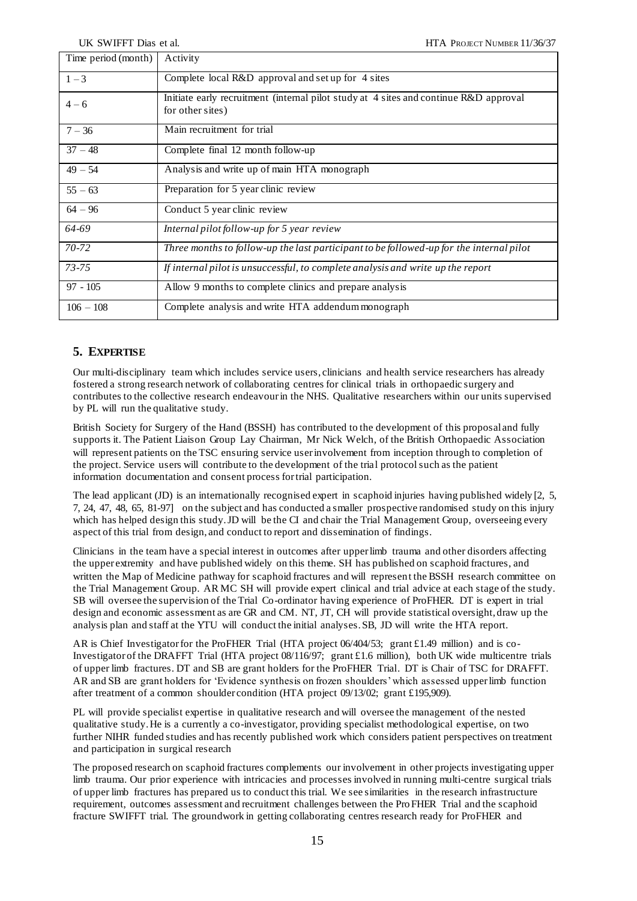| Time period (month) | Activity |
|---|---|
| 1 – 3 | Complete local R&D approval and set up for 4 sites |
| 4 – 6 | Initiate early recruitment (internal pilot study at 4 sites and continue R&D approval for other sites) |
| 7 – 36 | Main recruitment for trial |
| 37 – 48 | Complete final 12 month follow-up |
| 49 – 54 | Analysis and write up of main HTA monograph |
| 55 – 63 | Preparation for 5 year clinic review |
| 64 – 96 | Conduct 5 year clinic review |
| *64-69* | *Internal pilot follow-up for 5 year review* |
| *70-72* | *Three months to follow-up the last participant to be followed-up for the internal pilot* |
| *73-75* | *If internal pilot is unsuccessful, to complete analysis and write up the report* |
| 97 - 105 | Allow 9 months to complete clinics and prepare analysis |
| 106 – 108 | Complete analysis and write HTA addendum monograph |

## 5. EXPERTISE

Our multi-disciplinary team which includes service users, clinicians and health service researchers has already fostered a strong research network of collaborating centres for clinical trials in orthopaedic surgery and contributes to the collective research endeavour in the NHS. Qualitative researchers within our units supervised by PL will run the qualitative study.

British Society for Surgery of the Hand (BSSH) has contributed to the development of this proposal and fully supports it. The Patient Liaison Group Lay Chairman, Mr Nick Welch, of the British Orthopaedic Association will represent patients on the TSC ensuring service user involvement from inception through to completion of the project. Service users will contribute to the development of the trial protocol such as the patient information documentation and consent process for trial participation.

The lead applicant (JD) is an internationally recognised expert in scaphoid injuries having published widely [2, 5, 7, 24, 47, 48, 65, 81-97] on the subject and has conducted a smaller prospective randomised study on this injury which has helped design this study. JD will be the CI and chair the Trial Management Group, overseeing every aspect of this trial from design, and conduct to report and dissemination of findings.

Clinicians in the team have a special interest in outcomes after upper limb trauma and other disorders affecting the upper extremity and have published widely on this theme. SH has published on scaphoid fractures, and written the Map of Medicine pathway for scaphoid fractures and will represent the BSSH research committee on the Trial Management Group. AR MC SH will provide expert clinical and trial advice at each stage of the study. SB will oversee the supervision of the Trial Co-ordinator having experience of ProFHER. DT is expert in trial design and economic assessment as are GR and CM. NT, JT, CH will provide statistical oversight, draw up the analysis plan and staff at the YTU will conduct the initial analyses. SB, JD will write the HTA report.

AR is Chief Investigator for the ProFHER Trial (HTA project 06/404/53; grant £1.49 million) and is co-Investigator of the DRAFFT Trial (HTA project 08/116/97; grant £1.6 million), both UK wide multicentre trials of upper limb fractures. DT and SB are grant holders for the ProFHER Trial. DT is Chair of TSC for DRAFFT. AR and SB are grant holders for 'Evidence synthesis on frozen shoulders' which assessed upper limb function after treatment of a common shoulder condition (HTA project 09/13/02; grant £195,909).

PL will provide specialist expertise in qualitative research and will oversee the management of the nested qualitative study. He is a currently a co-investigator, providing specialist methodological expertise, on two further NIHR funded studies and has recently published work which considers patient perspectives on treatment and participation in surgical research

The proposed research on scaphoid fractures complements our involvement in other projects investigating upper limb trauma. Our prior experience with intricacies and processes involved in running multi-centre surgical trials of upper limb fractures has prepared us to conduct this trial. We see similarities in the research infrastructure requirement, outcomes assessment and recruitment challenges between the ProFHER Trial and the scaphoid fracture SWIFFT trial. The groundwork in getting collaborating centres research ready for ProFHER and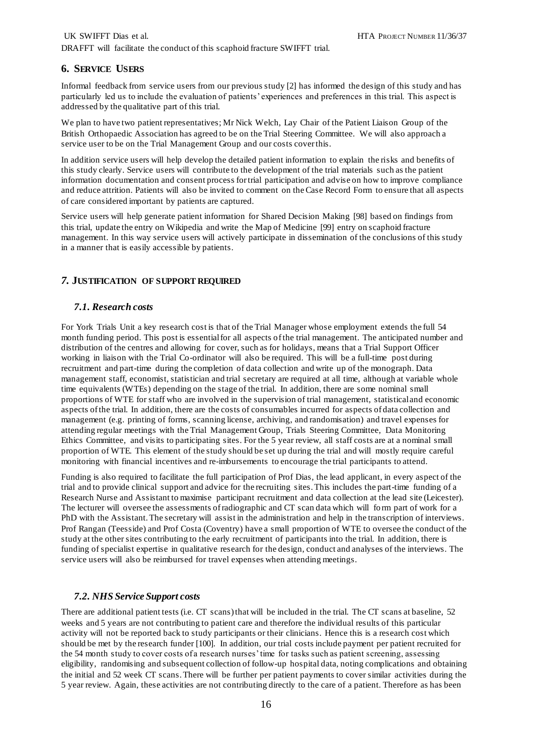DRAFFT will facilitate the conduct of this scaphoid fracture SWIFFT trial.

## 6. SERVICE USERS

Informal feedback from service users from our previous study [2] has informed the design of this study and has particularly led us to include the evaluation of patients' experiences and preferences in this trial. This aspect is addressed by the qualitative part of this trial.

We plan to have two patient representatives; Mr Nick Welch, Lay Chair of the Patient Liaison Group of the British Orthopaedic Association has agreed to be on the Trial Steering Committee. We will also approach a service user to be on the Trial Management Group and our costs cover this.

In addition service users will help develop the detailed patient information to explain the risks and benefits of this study clearly. Service users will contribute to the development of the trial materials such as the patient information documentation and consent process for trial participation and advise on how to improve compliance and reduce attrition. Patients will also be invited to comment on the Case Record Form to ensure that all aspects of care considered important by patients are captured.

Service users will help generate patient information for Shared Decision Making [98] based on findings from this trial, update the entry on Wikipedia and write the Map of Medicine [99] entry on scaphoid fracture management. In this way service users will actively participate in dissemination of the conclusions of this study in a manner that is easily accessible by patients.

## *7.* JUSTIFICATION OF SUPPORT REQUIRED

### *7.1. Research costs*

For York Trials Unit a key research cost is that of the Trial Manager whose employment extends the full 54 month funding period. This post is essential for all aspects of the trial management. The anticipated number and distribution of the centres and allowing for cover, such as for holidays, means that a Trial Support Officer working in liaison with the Trial Co-ordinator will also be required. This will be a full-time post during recruitment and part-time during the completion of data collection and write up of the monograph. Data management staff, economist, statistician and trial secretary are required at all time, although at variable whole time equivalents (WTEs) depending on the stage of the trial. In addition, there are some nominal small proportions of WTE for staff who are involved in the supervision of trial management, statistical and economic aspects of the trial. In addition, there are the costs of consumables incurred for aspects of data collection and management (e.g. printing of forms, scanning license, archiving, and randomisation) and travel expenses for attending regular meetings with the Trial Management Group, Trials Steering Committee, Data Monitoring Ethics Committee, and visits to participating sites. For the 5 year review, all staff costs are at a nominal small proportion of WTE. This element of the study should be set up during the trial and will mostly require careful monitoring with financial incentives and re-imbursements to encourage the trial participants to attend.

Funding is also required to facilitate the full participation of Prof Dias, the lead applicant, in every aspect of the trial and to provide clinical support and advice for the recruiting sites. This includes the part-time funding of a Research Nurse and Assistant to maximise participant recruitment and data collection at the lead site (Leicester). The lecturer will oversee the assessments of radiographic and CT scan data which will form part of work for a PhD with the Assistant. The secretary will assist in the administration and help in the transcription of interviews. Prof Rangan (Teesside) and Prof Costa (Coventry) have a small proportion of WTE to oversee the conduct of the study at the other sites contributing to the early recruitment of participants into the trial. In addition, there is funding of specialist expertise in qualitative research for the design, conduct and analyses of the interviews. The service users will also be reimbursed for travel expenses when attending meetings.

### *7.2. NHS Service Support costs*

There are additional patient tests (i.e. CT scans) that will be included in the trial. The CT scans at baseline, 52 weeks and 5 years are not contributing to patient care and therefore the individual results of this particular activity will not be reported back to study participants or their clinicians. Hence this is a research cost which should be met by the research funder [100]. In addition, our trial costs include payment per patient recruited for the 54 month study to cover costs of a research nurses' time for tasks such as patient screening, assessing eligibility, randomising and subsequent collection of follow-up hospital data, noting complications and obtaining the initial and 52 week CT scans. There will be further per patient payments to cover similar activities during the 5 year review. Again, these activities are not contributing directly to the care of a patient. Therefore as has been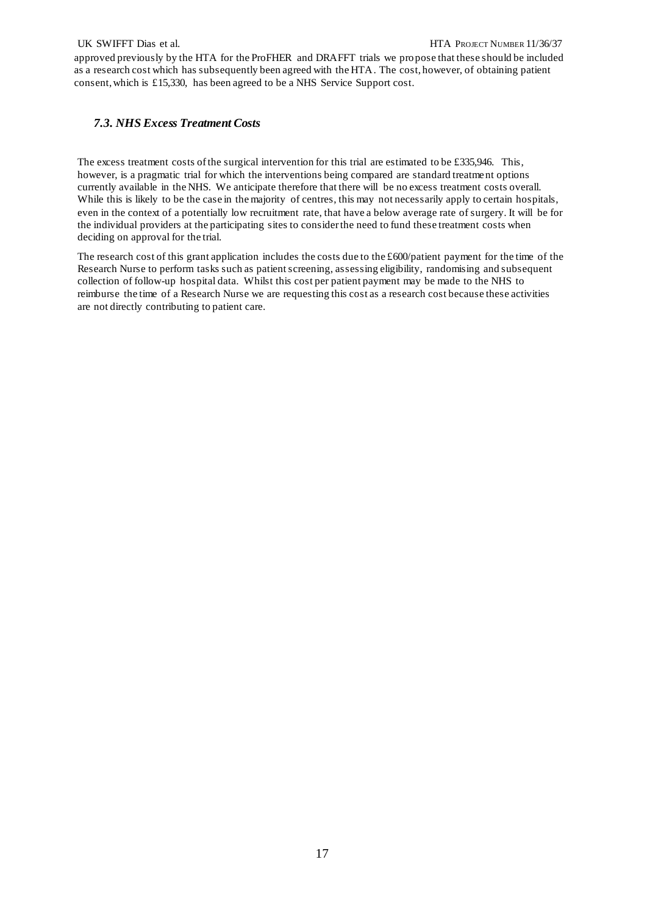approved previously by the HTA for the ProFHER and DRAFFT trials we propose that these should be included as a research cost which has subsequently been agreed with the HTA. The cost, however, of obtaining patient consent, which is £15,330, has been agreed to be a NHS Service Support cost.

### *7.3. NHS Excess Treatment Costs*

The excess treatment costs of the surgical intervention for this trial are estimated to be £335,946. This, however, is a pragmatic trial for which the interventions being compared are standard treatment options currently available in the NHS. We anticipate therefore that there will be no excess treatment costs overall. While this is likely to be the case in the majority of centres, this may not necessarily apply to certain hospitals, even in the context of a potentially low recruitment rate, that have a below average rate of surgery. It will be for the individual providers at the participating sites to consider the need to fund these treatment costs when deciding on approval for the trial.

The research cost of this grant application includes the costs due to the £600/patient payment for the time of the Research Nurse to perform tasks such as patient screening, assessing eligibility, randomising and subsequent collection of follow-up hospital data. Whilst this cost per patient payment may be made to the NHS to reimburse the time of a Research Nurse we are requesting this cost as a research cost because these activities are not directly contributing to patient care.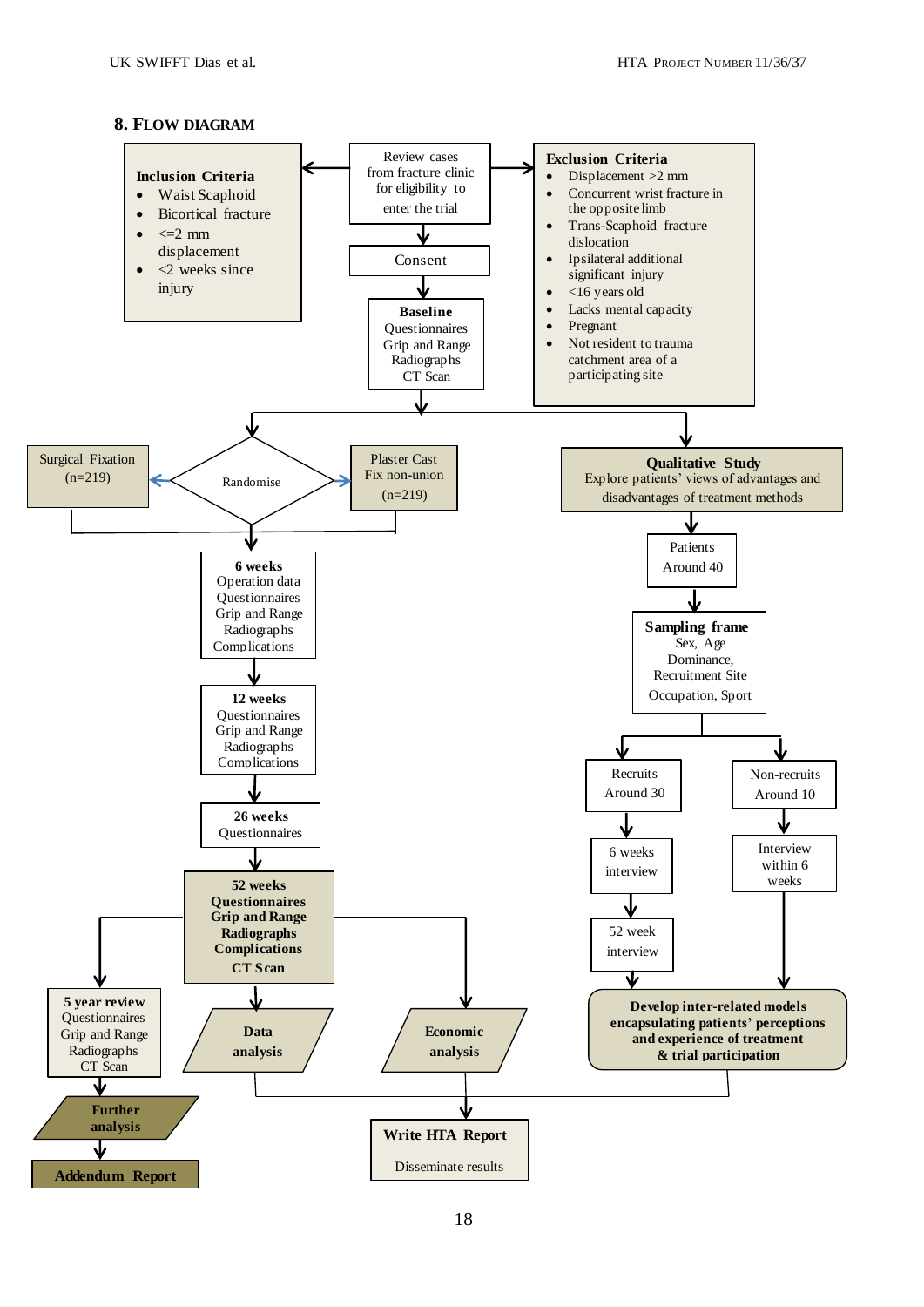## 8. Flow Diagram

**Inclusion Criteria**
- Waist Scaphoid
- Bicortical fracture
- <=2 mm displacement
- <2 weeks since injury

Review cases from fracture clinic for eligibility to enter the trial

**Exclusion Criteria**
- Displacement >2 mm
- Concurrent wrist fracture in the opposite limb
- Trans-Scaphoid fracture dislocation
- Ipsilateral additional significant injury
- <16 years old
- Lacks mental capacity
- Pregnant
- Not resident to trauma catchment area of a participating site

Consent

**Baseline**
Questionnaires
Grip and Range
Radiographs
CT Scan

Surgical Fixation (n=219)

Randomise

Plaster Cast Fix non-union (n=219)

**6 weeks**
Operation data
Questionnaires
Grip and Range
Radiographs
Complications

**12 weeks**
Questionnaires
Grip and Range
Radiographs
Complications

**26 weeks**
Questionnaires

**52 weeks**
**Questionnaires**
**Grip and Range**
**Radiographs**
**Complications**
**CT Scan**

**5 year review**
Questionnaires
Grip and Range
Radiographs
CT Scan

**Further analysis**

**Addendum Report**

**Data analysis**

**Economic analysis**

**Qualitative Study**
Explore patients' views of advantages and disadvantages of treatment methods

Patients
Around 40

**Sampling frame**
Sex, Age
Dominance,
Recruitment Site
Occupation, Sport

Recruits
Around 30

6 weeks interview

52 week interview

Non-recruits
Around 10

Interview within 6 weeks

**Develop inter-related models encapsulating patients' perceptions and experience of treatment & trial participation**

**Write HTA Report**
Disseminate results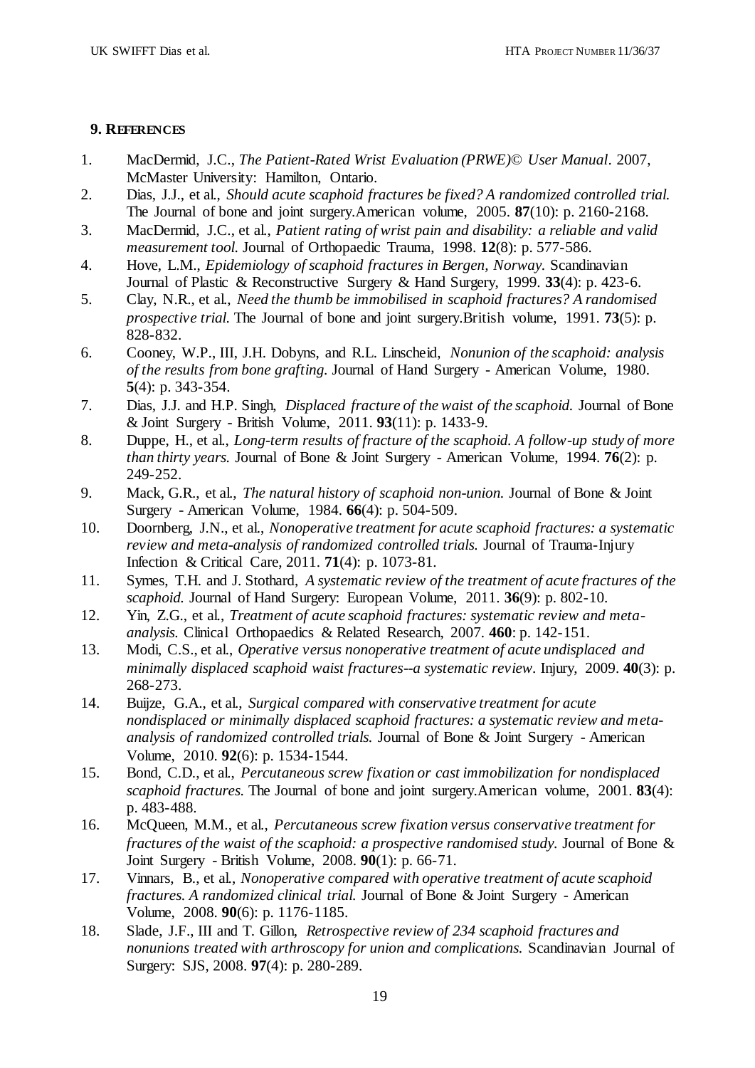## 9. References

1. MacDermid, J.C., *The Patient-Rated Wrist Evaluation (PRWE)© User Manual*. 2007, McMaster University: Hamilton, Ontario.
2. Dias, J.J., et al., *Should acute scaphoid fractures be fixed? A randomized controlled trial.* The Journal of bone and joint surgery.American volume, 2005. **87**(10): p. 2160-2168.
3. MacDermid, J.C., et al., *Patient rating of wrist pain and disability: a reliable and valid measurement tool.* Journal of Orthopaedic Trauma, 1998. **12**(8): p. 577-586.
4. Hove, L.M., *Epidemiology of scaphoid fractures in Bergen, Norway.* Scandinavian Journal of Plastic & Reconstructive Surgery & Hand Surgery, 1999. **33**(4): p. 423-6.
5. Clay, N.R., et al., *Need the thumb be immobilised in scaphoid fractures? A randomised prospective trial.* The Journal of bone and joint surgery.British volume, 1991. **73**(5): p. 828-832.
6. Cooney, W.P., III, J.H. Dobyns, and R.L. Linscheid, *Nonunion of the scaphoid: analysis of the results from bone grafting.* Journal of Hand Surgery - American Volume, 1980. **5**(4): p. 343-354.
7. Dias, J.J. and H.P. Singh, *Displaced fracture of the waist of the scaphoid.* Journal of Bone & Joint Surgery - British Volume, 2011. **93**(11): p. 1433-9.
8. Duppe, H., et al., *Long-term results of fracture of the scaphoid. A follow-up study of more than thirty years.* Journal of Bone & Joint Surgery - American Volume, 1994. **76**(2): p. 249-252.
9. Mack, G.R., et al., *The natural history of scaphoid non-union.* Journal of Bone & Joint Surgery - American Volume, 1984. **66**(4): p. 504-509.
10. Doornberg, J.N., et al., *Nonoperative treatment for acute scaphoid fractures: a systematic review and meta-analysis of randomized controlled trials.* Journal of Trauma-Injury Infection & Critical Care, 2011. **71**(4): p. 1073-81.
11. Symes, T.H. and J. Stothard, *A systematic review of the treatment of acute fractures of the scaphoid.* Journal of Hand Surgery: European Volume, 2011. **36**(9): p. 802-10.
12. Yin, Z.G., et al., *Treatment of acute scaphoid fractures: systematic review and meta-analysis.* Clinical Orthopaedics & Related Research, 2007. **460**: p. 142-151.
13. Modi, C.S., et al., *Operative versus nonoperative treatment of acute undisplaced and minimally displaced scaphoid waist fractures--a systematic review.* Injury, 2009. **40**(3): p. 268-273.
14. Buijze, G.A., et al., *Surgical compared with conservative treatment for acute nondisplaced or minimally displaced scaphoid fractures: a systematic review and meta-analysis of randomized controlled trials.* Journal of Bone & Joint Surgery - American Volume, 2010. **92**(6): p. 1534-1544.
15. Bond, C.D., et al., *Percutaneous screw fixation or cast immobilization for nondisplaced scaphoid fractures.* The Journal of bone and joint surgery.American volume, 2001. **83**(4): p. 483-488.
16. McQueen, M.M., et al., *Percutaneous screw fixation versus conservative treatment for fractures of the waist of the scaphoid: a prospective randomised study.* Journal of Bone & Joint Surgery - British Volume, 2008. **90**(1): p. 66-71.
17. Vinnars, B., et al., *Nonoperative compared with operative treatment of acute scaphoid fractures. A randomized clinical trial.* Journal of Bone & Joint Surgery - American Volume, 2008. **90**(6): p. 1176-1185.
18. Slade, J.F., III and T. Gillon, *Retrospective review of 234 scaphoid fractures and nonunions treated with arthroscopy for union and complications.* Scandinavian Journal of Surgery: SJS, 2008. **97**(4): p. 280-289.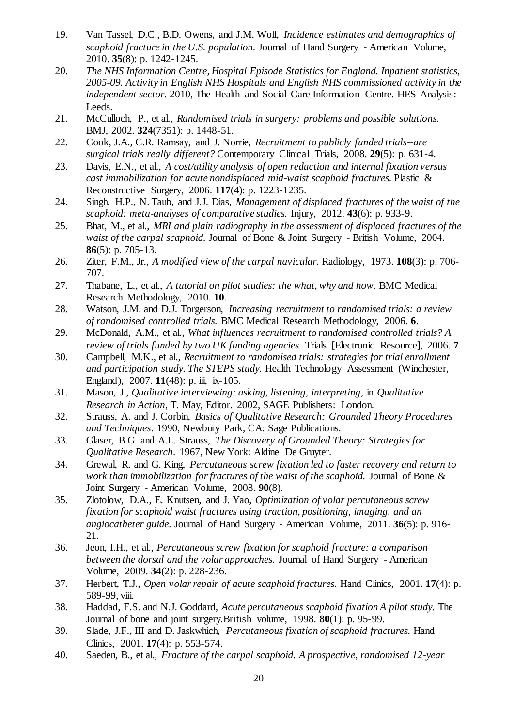19. Van Tassel, D.C., B.D. Owens, and J.M. Wolf, *Incidence estimates and demographics of scaphoid fracture in the U.S. population.* Journal of Hand Surgery - American Volume, 2010. **35**(8): p. 1242-1245.
20. *The NHS Information Centre, Hospital Episode Statistics for England. Inpatient statistics, 2005-09. Activity in English NHS Hospitals and English NHS commissioned activity in the independent sector.* 2010, The Health and Social Care Information Centre. HES Analysis: Leeds.
21. McCulloch, P., et al., *Randomised trials in surgery: problems and possible solutions.* BMJ, 2002. **324**(7351): p. 1448-51.
22. Cook, J.A., C.R. Ramsay, and J. Norrie, *Recruitment to publicly funded trials--are surgical trials really different?* Contemporary Clinical Trials, 2008. **29**(5): p. 631-4.
23. Davis, E.N., et al., *A cost/utility analysis of open reduction and internal fixation versus cast immobilization for acute nondisplaced mid-waist scaphoid fractures.* Plastic & Reconstructive Surgery, 2006. **117**(4): p. 1223-1235.
24. Singh, H.P., N. Taub, and J.J. Dias, *Management of displaced fractures of the waist of the scaphoid: meta-analyses of comparative studies.* Injury, 2012. **43**(6): p. 933-9.
25. Bhat, M., et al., *MRI and plain radiography in the assessment of displaced fractures of the waist of the carpal scaphoid.* Journal of Bone & Joint Surgery - British Volume, 2004. **86**(5): p. 705-13.
26. Ziter, F.M., Jr., *A modified view of the carpal navicular.* Radiology, 1973. **108**(3): p. 706-707.
27. Thabane, L., et al., *A tutorial on pilot studies: the what, why and how.* BMC Medical Research Methodology, 2010. **10**.
28. Watson, J.M. and D.J. Torgerson, *Increasing recruitment to randomised trials: a review of randomised controlled trials.* BMC Medical Research Methodology, 2006. **6**.
29. McDonald, A.M., et al., *What influences recruitment to randomised controlled trials? A review of trials funded by two UK funding agencies.* Trials [Electronic Resource], 2006. **7**.
30. Campbell, M.K., et al., *Recruitment to randomised trials: strategies for trial enrollment and participation study. The STEPS study.* Health Technology Assessment (Winchester, England), 2007. **11**(48): p. iii, ix-105.
31. Mason, J., *Qualitative interviewing: asking, listening, interpreting*, in *Qualitative Research in Action*, T. May, Editor. 2002, SAGE Publishers: London.
32. Strauss, A. and J. Corbin, *Basics of Qualitative Research: Grounded Theory Procedures and Techniques*. 1990, Newbury Park, CA: Sage Publications.
33. Glaser, B.G. and A.L. Strauss, *The Discovery of Grounded Theory: Strategies for Qualitative Research*. 1967, New York: Aldine De Gruyter.
34. Grewal, R. and G. King, *Percutaneous screw fixation led to faster recovery and return to work than immobilization for fractures of the waist of the scaphoid.* Journal of Bone & Joint Surgery - American Volume, 2008. **90**(8).
35. Zlotolow, D.A., E. Knutsen, and J. Yao, *Optimization of volar percutaneous screw fixation for scaphoid waist fractures using traction, positioning, imaging, and an angiocatheter guide.* Journal of Hand Surgery - American Volume, 2011. **36**(5): p. 916-21.
36. Jeon, I.H., et al., *Percutaneous screw fixation for scaphoid fracture: a comparison between the dorsal and the volar approaches.* Journal of Hand Surgery - American Volume, 2009. **34**(2): p. 228-236.
37. Herbert, T.J., *Open volar repair of acute scaphoid fractures.* Hand Clinics, 2001. **17**(4): p. 589-99, viii.
38. Haddad, F.S. and N.J. Goddard, *Acute percutaneous scaphoid fixation A pilot study.* The Journal of bone and joint surgery.British volume, 1998. **80**(1): p. 95-99.
39. Slade, J.F., III and D. Jaskwhich, *Percutaneous fixation of scaphoid fractures.* Hand Clinics, 2001. **17**(4): p. 553-574.
40. Saeden, B., et al., *Fracture of the carpal scaphoid. A prospective, randomised 12-year*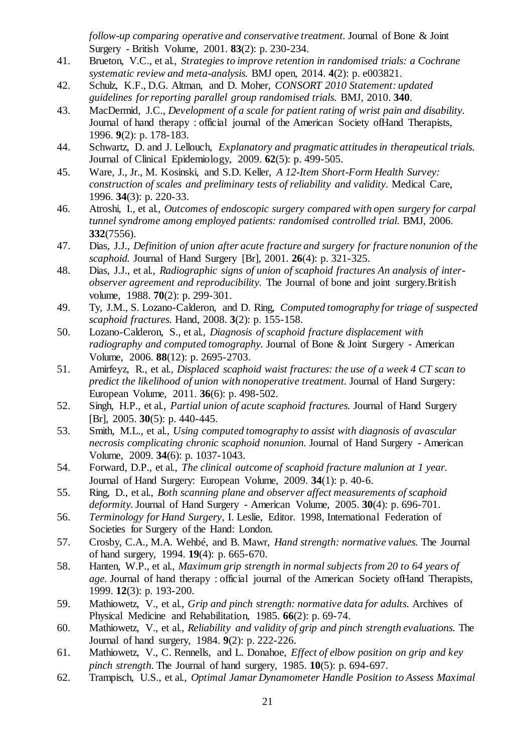*follow-up comparing operative and conservative treatment.* Journal of Bone & Joint Surgery - British Volume, 2001. **83**(2): p. 230-234.

41. Brueton, V.C., et al., *Strategies to improve retention in randomised trials: a Cochrane systematic review and meta-analysis.* BMJ open, 2014. **4**(2): p. e003821.
42. Schulz, K.F., D.G. Altman, and D. Moher, *CONSORT 2010 Statement: updated guidelines for reporting parallel group randomised trials.* BMJ, 2010. **340**.
43. MacDermid, J.C., *Development of a scale for patient rating of wrist pain and disability.* Journal of hand therapy : official journal of the American Society ofHand Therapists, 1996. **9**(2): p. 178-183.
44. Schwartz, D. and J. Lellouch, *Explanatory and pragmatic attitudes in therapeutical trials.* Journal of Clinical Epidemiology, 2009. **62**(5): p. 499-505.
45. Ware, J., Jr., M. Kosinski, and S.D. Keller, *A 12-Item Short-Form Health Survey: construction of scales and preliminary tests of reliability and validity.* Medical Care, 1996. **34**(3): p. 220-33.
46. Atroshi, I., et al., *Outcomes of endoscopic surgery compared with open surgery for carpal tunnel syndrome among employed patients: randomised controlled trial.* BMJ, 2006. **332**(7556).
47. Dias, J.J., *Definition of union after acute fracture and surgery for fracture nonunion of the scaphoid.* Journal of Hand Surgery [Br], 2001. **26**(4): p. 321-325.
48. Dias, J.J., et al., *Radiographic signs of union of scaphoid fractures An analysis of inter-observer agreement and reproducibility.* The Journal of bone and joint surgery.British volume, 1988. **70**(2): p. 299-301.
49. Ty, J.M., S. Lozano-Calderon, and D. Ring, *Computed tomography for triage of suspected scaphoid fractures.* Hand, 2008. **3**(2): p. 155-158.
50. Lozano-Calderon, S., et al., *Diagnosis of scaphoid fracture displacement with radiography and computed tomography.* Journal of Bone & Joint Surgery - American Volume, 2006. **88**(12): p. 2695-2703.
51. Amirfeyz, R., et al., *Displaced scaphoid waist fractures: the use of a week 4 CT scan to predict the likelihood of union with nonoperative treatment.* Journal of Hand Surgery: European Volume, 2011. **36**(6): p. 498-502.
52. Singh, H.P., et al., *Partial union of acute scaphoid fractures.* Journal of Hand Surgery [Br], 2005. **30**(5): p. 440-445.
53. Smith, M.L., et al., *Using computed tomography to assist with diagnosis of avascular necrosis complicating chronic scaphoid nonunion.* Journal of Hand Surgery - American Volume, 2009. **34**(6): p. 1037-1043.
54. Forward, D.P., et al., *The clinical outcome of scaphoid fracture malunion at 1 year.* Journal of Hand Surgery: European Volume, 2009. **34**(1): p. 40-6.
55. Ring, D., et al., *Both scanning plane and observer affect measurements of scaphoid deformity.* Journal of Hand Surgery - American Volume, 2005. **30**(4): p. 696-701.
56. *Terminology for Hand Surgery*, I. Leslie, Editor. 1998, International Federation of Societies for Surgery of the Hand: London.
57. Crosby, C.A., M.A. Wehbé, and B. Mawr, *Hand strength: normative values.* The Journal of hand surgery, 1994. **19**(4): p. 665-670.
58. Hanten, W.P., et al., *Maximum grip strength in normal subjects from 20 to 64 years of age.* Journal of hand therapy : official journal of the American Society ofHand Therapists, 1999. **12**(3): p. 193-200.
59. Mathiowetz, V., et al., *Grip and pinch strength: normative data for adults.* Archives of Physical Medicine and Rehabilitation, 1985. **66**(2): p. 69-74.
60. Mathiowetz, V., et al., *Reliability and validity of grip and pinch strength evaluations.* The Journal of hand surgery, 1984. **9**(2): p. 222-226.
61. Mathiowetz, V., C. Rennells, and L. Donahoe, *Effect of elbow position on grip and key pinch strength.* The Journal of hand surgery, 1985. **10**(5): p. 694-697.
62. Trampisch, U.S., et al., *Optimal Jamar Dynamometer Handle Position to Assess Maximal*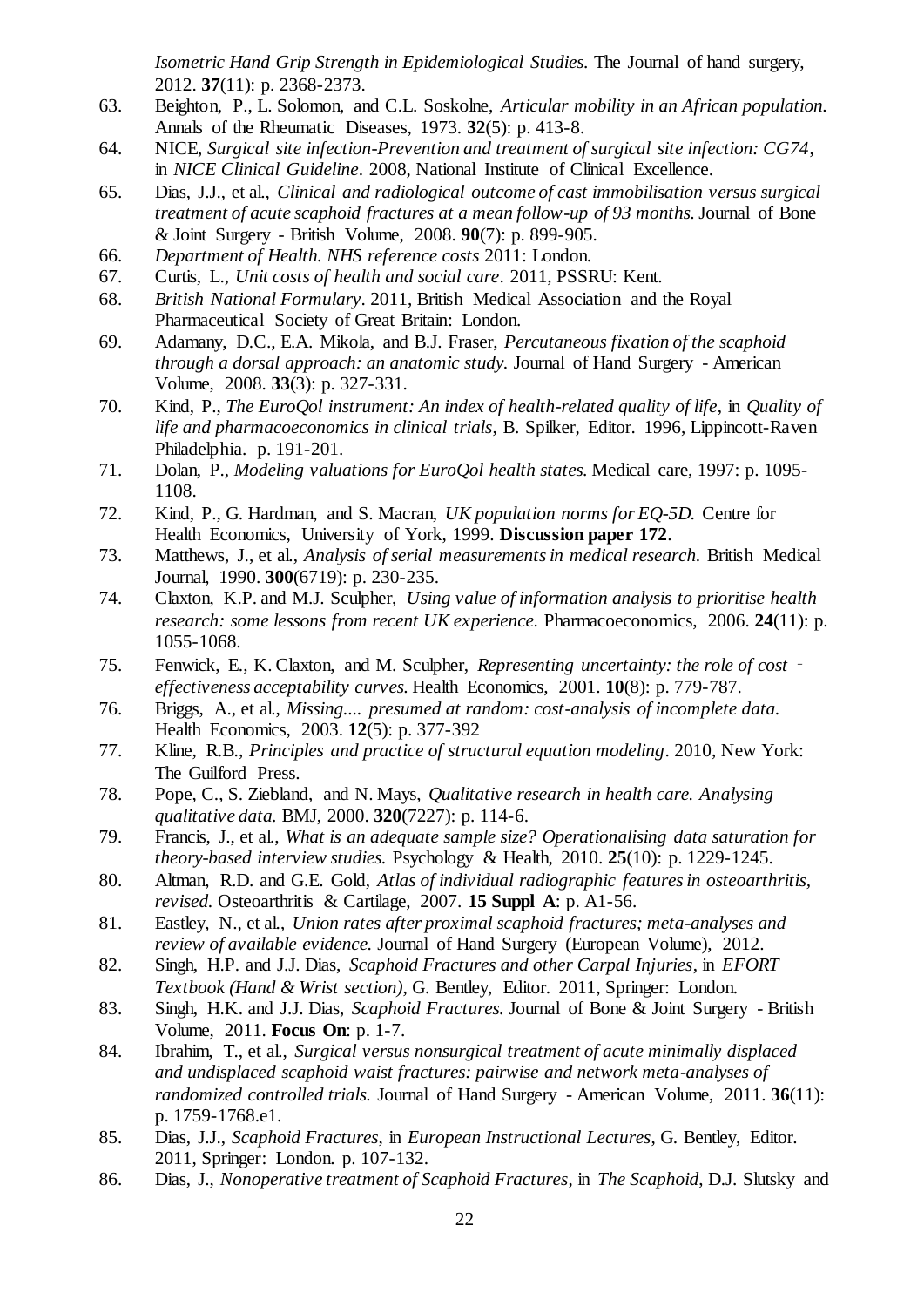*Isometric Hand Grip Strength in Epidemiological Studies.* The Journal of hand surgery, 2012. **37**(11): p. 2368-2373.

63. Beighton, P., L. Solomon, and C.L. Soskolne, *Articular mobility in an African population.* Annals of the Rheumatic Diseases, 1973. **32**(5): p. 413-8.
64. NICE, *Surgical site infection-Prevention and treatment of surgical site infection: CG74*, in *NICE Clinical Guideline*. 2008, National Institute of Clinical Excellence.
65. Dias, J.J., et al., *Clinical and radiological outcome of cast immobilisation versus surgical treatment of acute scaphoid fractures at a mean follow-up of 93 months.* Journal of Bone & Joint Surgery - British Volume, 2008. **90**(7): p. 899-905.
66. *Department of Health. NHS reference costs* 2011: London.
67. Curtis, L., *Unit costs of health and social care*. 2011, PSSRU: Kent.
68. *British National Formulary*. 2011, British Medical Association and the Royal Pharmaceutical Society of Great Britain: London.
69. Adamany, D.C., E.A. Mikola, and B.J. Fraser, *Percutaneous fixation of the scaphoid through a dorsal approach: an anatomic study.* Journal of Hand Surgery - American Volume, 2008. **33**(3): p. 327-331.
70. Kind, P., *The EuroQol instrument: An index of health-related quality of life*, in *Quality of life and pharmacoeconomics in clinical trials*, B. Spilker, Editor. 1996, Lippincott-Raven Philadelphia. p. 191-201.
71. Dolan, P., *Modeling valuations for EuroQol health states.* Medical care, 1997: p. 1095-1108.
72. Kind, P., G. Hardman, and S. Macran, *UK population norms for EQ-5D.* Centre for Health Economics, University of York, 1999. **Discussion paper 172**.
73. Matthews, J., et al., *Analysis of serial measurements in medical research.* British Medical Journal, 1990. **300**(6719): p. 230-235.
74. Claxton, K.P. and M.J. Sculpher, *Using value of information analysis to prioritise health research: some lessons from recent UK experience.* Pharmacoeconomics, 2006. **24**(11): p. 1055-1068.
75. Fenwick, E., K. Claxton, and M. Sculpher, *Representing uncertainty: the role of cost‐effectiveness acceptability curves.* Health Economics, 2001. **10**(8): p. 779-787.
76. Briggs, A., et al., *Missing.... presumed at random: cost-analysis of incomplete data.* Health Economics, 2003. **12**(5): p. 377-392
77. Kline, R.B., *Principles and practice of structural equation modeling*. 2010, New York: The Guilford Press.
78. Pope, C., S. Ziebland, and N. Mays, *Qualitative research in health care. Analysing qualitative data.* BMJ, 2000. **320**(7227): p. 114-6.
79. Francis, J., et al., *What is an adequate sample size? Operationalising data saturation for theory-based interview studies.* Psychology & Health, 2010. **25**(10): p. 1229-1245.
80. Altman, R.D. and G.E. Gold, *Atlas of individual radiographic features in osteoarthritis, revised.* Osteoarthritis & Cartilage, 2007. **15 Suppl A**: p. A1-56.
81. Eastley, N., et al., *Union rates after proximal scaphoid fractures; meta-analyses and review of available evidence.* Journal of Hand Surgery (European Volume), 2012.
82. Singh, H.P. and J.J. Dias, *Scaphoid Fractures and other Carpal Injuries*, in *EFORT Textbook (Hand & Wrist section)*, G. Bentley, Editor. 2011, Springer: London.
83. Singh, H.K. and J.J. Dias, *Scaphoid Fractures.* Journal of Bone & Joint Surgery - British Volume, 2011. **Focus On**: p. 1-7.
84. Ibrahim, T., et al., *Surgical versus nonsurgical treatment of acute minimally displaced and undisplaced scaphoid waist fractures: pairwise and network meta-analyses of randomized controlled trials.* Journal of Hand Surgery - American Volume, 2011. **36**(11): p. 1759-1768.e1.
85. Dias, J.J., *Scaphoid Fractures*, in *European Instructional Lectures*, G. Bentley, Editor. 2011, Springer: London. p. 107-132.
86. Dias, J., *Nonoperative treatment of Scaphoid Fractures*, in *The Scaphoid*, D.J. Slutsky and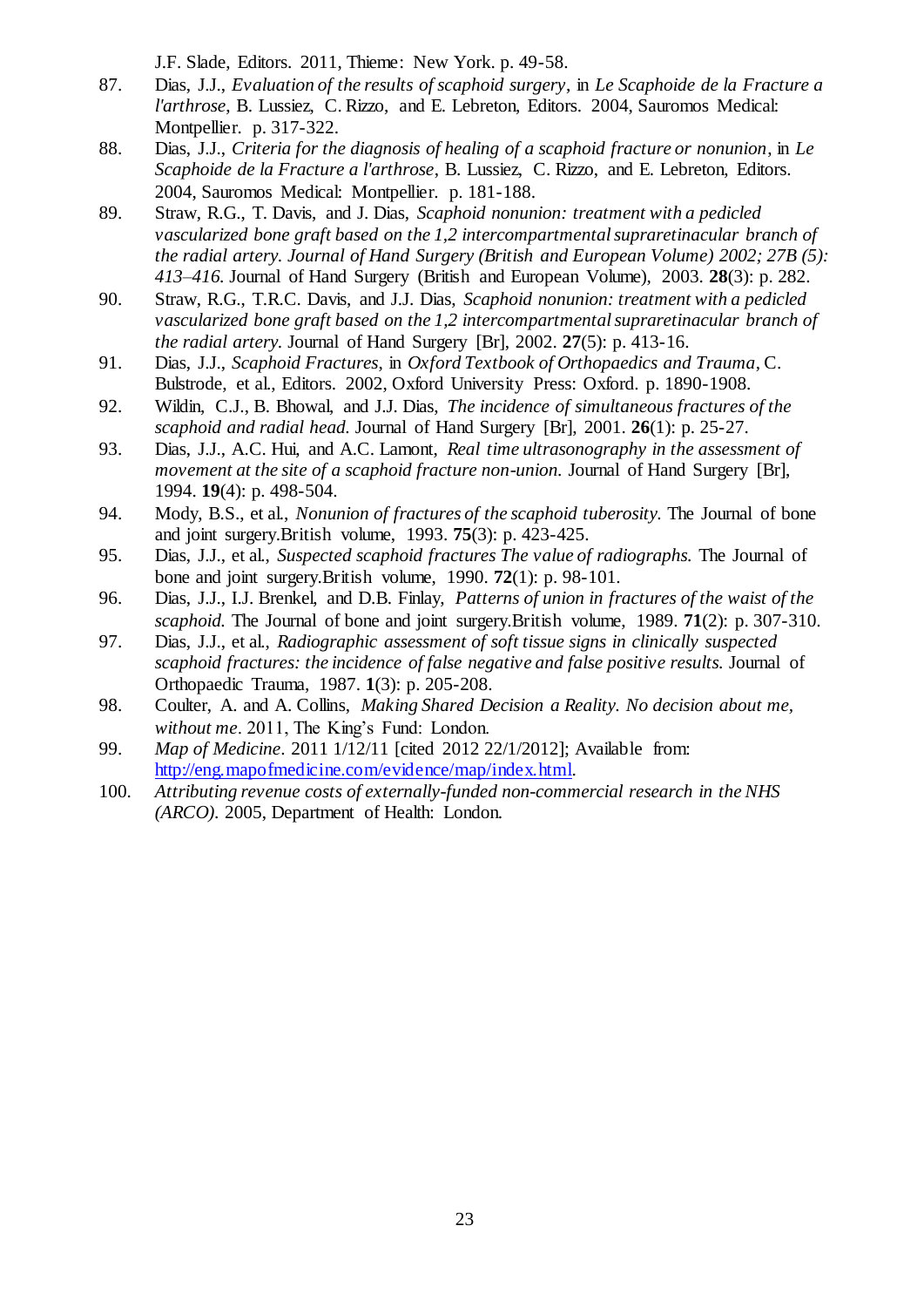J.F. Slade, Editors. 2011, Thieme: New York. p. 49-58.

87. Dias, J.J., *Evaluation of the results of scaphoid surgery*, in *Le Scaphoide de la Fracture a l'arthrose*, B. Lussiez, C. Rizzo, and E. Lebreton, Editors. 2004, Sauromos Medical: Montpellier. p. 317-322.
88. Dias, J.J., *Criteria for the diagnosis of healing of a scaphoid fracture or nonunion*, in *Le Scaphoide de la Fracture a l'arthrose*, B. Lussiez, C. Rizzo, and E. Lebreton, Editors. 2004, Sauromos Medical: Montpellier. p. 181-188.
89. Straw, R.G., T. Davis, and J. Dias, *Scaphoid nonunion: treatment with a pedicled vascularized bone graft based on the 1,2 intercompartmental supraretinacular branch of the radial artery. Journal of Hand Surgery (British and European Volume) 2002; 27B (5): 413–416.* Journal of Hand Surgery (British and European Volume), 2003. **28**(3): p. 282.
90. Straw, R.G., T.R.C. Davis, and J.J. Dias, *Scaphoid nonunion: treatment with a pedicled vascularized bone graft based on the 1,2 intercompartmental supraretinacular branch of the radial artery.* Journal of Hand Surgery [Br], 2002. **27**(5): p. 413-16.
91. Dias, J.J., *Scaphoid Fractures*, in *Oxford Textbook of Orthopaedics and Trauma*, C. Bulstrode, et al., Editors. 2002, Oxford University Press: Oxford. p. 1890-1908.
92. Wildin, C.J., B. Bhowal, and J.J. Dias, *The incidence of simultaneous fractures of the scaphoid and radial head.* Journal of Hand Surgery [Br], 2001. **26**(1): p. 25-27.
93. Dias, J.J., A.C. Hui, and A.C. Lamont, *Real time ultrasonography in the assessment of movement at the site of a scaphoid fracture non-union.* Journal of Hand Surgery [Br], 1994. **19**(4): p. 498-504.
94. Mody, B.S., et al., *Nonunion of fractures of the scaphoid tuberosity.* The Journal of bone and joint surgery.British volume, 1993. **75**(3): p. 423-425.
95. Dias, J.J., et al., *Suspected scaphoid fractures The value of radiographs.* The Journal of bone and joint surgery.British volume, 1990. **72**(1): p. 98-101.
96. Dias, J.J., I.J. Brenkel, and D.B. Finlay, *Patterns of union in fractures of the waist of the scaphoid.* The Journal of bone and joint surgery.British volume, 1989. **71**(2): p. 307-310.
97. Dias, J.J., et al., *Radiographic assessment of soft tissue signs in clinically suspected scaphoid fractures: the incidence of false negative and false positive results.* Journal of Orthopaedic Trauma, 1987. **1**(3): p. 205-208.
98. Coulter, A. and A. Collins, *Making Shared Decision a Reality. No decision about me, without me*. 2011, The King's Fund: London.
99. *Map of Medicine*. 2011 1/12/11 [cited 2012 22/1/2012]; Available from: http://eng.mapofmedicine.com/evidence/map/index.html.
100. *Attributing revenue costs of externally-funded non-commercial research in the NHS (ARCO)*. 2005, Department of Health: London.